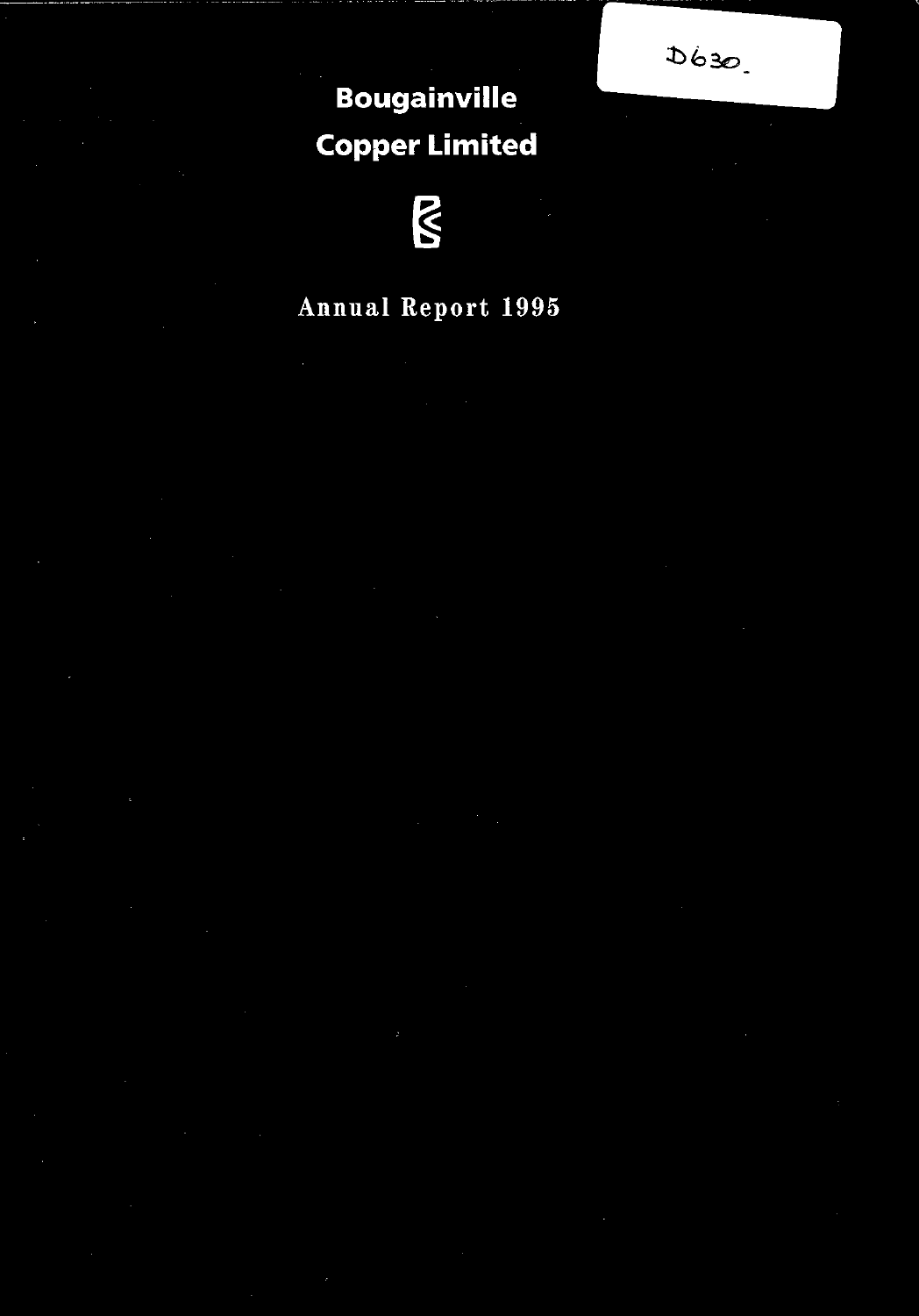D630.

# Bougainville Copper Limited

Annual Report 1995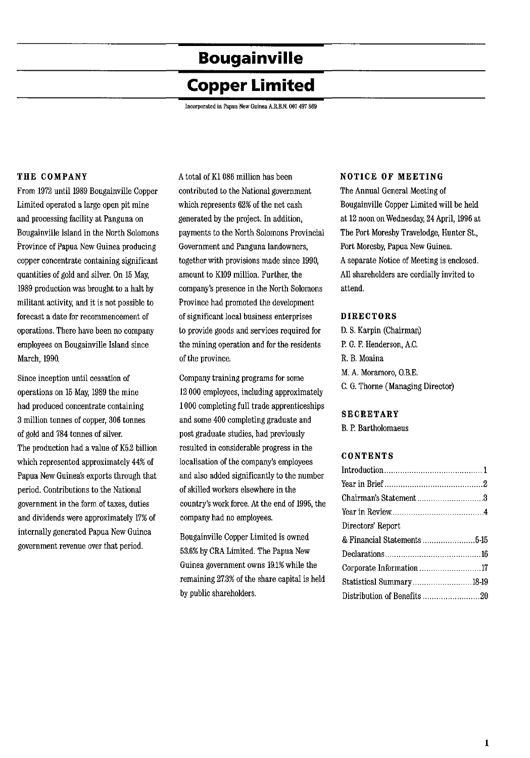# Bougainville Copper Limited

Incorporated in Papua New Guinea A.R.B.N. 007 497 869

## THE COMPANY

From 1972 until 1989 Bougainville Copper Limited operated a large open pit mine and processing facility at Panguna on Bougainville Island in the North Solomons Province of Papua New Guinea producing copper concentrate containing significant quantities of gold and silver. On 15 May, 1989 production was brought to a halt by militant activity, and it is not possible to forecast a date for recommencement of operations. There have been no company employees on Bougainville Island since March, 1990.

Since inception until cessation of operations on 15 May, 1989 the mine had produced concentrate containing 3 million tonnes of copper, 306 tonnes of gold and 784 tonnes of silver. The production had a value of K5.2 billion which represented approximately 44% of Papua New Guinea's exports through that period. Contributions to the National government in the form of taxes, duties and dividends were approximately 17% of internally generated Papua New Guinea government revenue over that period.

A total of K1 086 million has been contributed to the National government which represents 62% of the net cash generated by the project. In addition, payments to the North Solomons Provincial Government and Panguna landowners, together with provisions made since 1990, amount to K109 million. Further, the company's presence in the North Solomons Province had promoted the development of significant local business enterprises to provide goods and services required for the mining operation and for the residents of the province.

Company training programs for some 12 000 employees, including approximately 1 000 completing full trade apprenticeships and some 400 completing graduate and post graduate studies, had previously resulted in considerable progress in the localisation of the company's employees and also added significantly to the number of skilled workers elsewhere in the country's work force. At the end of 1995, the company had no employees.

Bougainville Copper Limited is owned 53.6% by CRA Limited. The Papua New Guinea government owns 19.1% while the remaining 27.3% of the share capital is held by public shareholders.

## NOTICE OF MEETING

The Annual General Meeting of Bougainville Copper Limited will be held at 12 noon on Wednesday, 24 April, 1996 at The Port Moresby Travelodge, Hunter St., Port Moresby, Papua New Guinea.
A separate Notice of Meeting is enclosed. All shareholders are cordially invited to attend.

## DIRECTORS

D. S. Karpin (Chairman)
P. G. F. Henderson, A.C.
R. B. Moaina
M. A. Moramoro, O.B.E.
C. G. Thorne (Managing Director)

## SECRETARY

B. P. Bartholomaeus

## CONTENTS

| | |
|---|---|
| Introduction | 1 |
| Year in Brief | 2 |
| Chairman's Statement | 3 |
| Year in Review | 4 |
| Directors' Report & Financial Statements | 5-15 |
| Declarations | 16 |
| Corporate Information | 17 |
| Statistical Summary | 18-19 |
| Distribution of Benefits | 20 |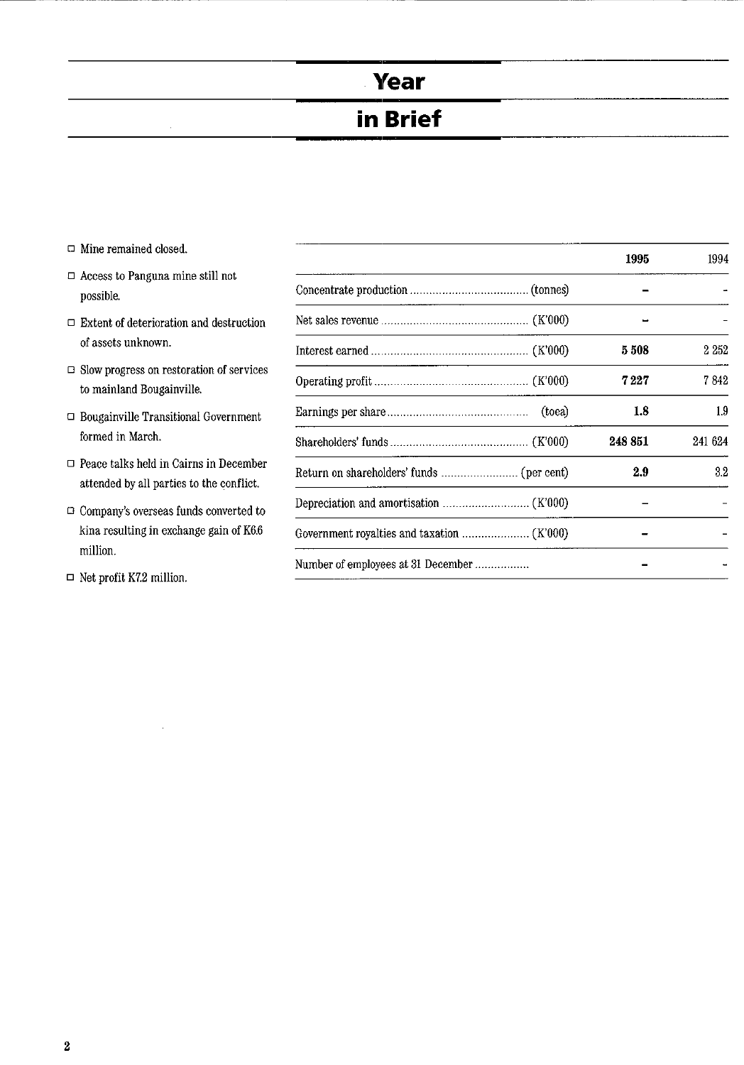# Year in Brief

- Mine remained closed.
- Access to Panguna mine still not possible.
- Extent of deterioration and destruction of assets unknown.
- Slow progress on restoration of services to mainland Bougainville.
- Bougainville Transitional Government formed in March.
- Peace talks held in Cairns in December attended by all parties to the conflict.
- Company's overseas funds converted to kina resulting in exchange gain of K6.6 million.
- Net profit K7.2 million.

| | | 1995 | 1994 |
|---|---|---|---|
| Concentrate production | (tonnes) | **–** | – |
| Net sales revenue | (K'000) | **–** | – |
| Interest earned | (K'000) | **5 508** | 2 252 |
| Operating profit | (K'000) | **7 227** | 7 842 |
| Earnings per share | (toea) | **1.8** | 1.9 |
| Shareholders' funds | (K'000) | **248 851** | 241 624 |
| Return on shareholders' funds | (per cent) | **2.9** | 3.2 |
| Depreciation and amortisation | (K'000) | **–** | – |
| Government royalties and taxation | (K'000) | **–** | – |
| Number of employees at 31 December | | **–** | – |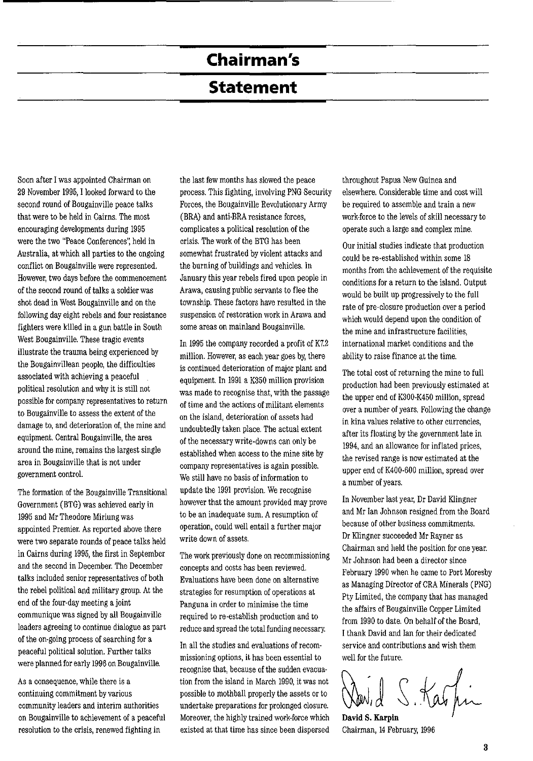# Chairman's Statement

Soon after I was appointed Chairman on 29 November 1995, I looked forward to the second round of Bougainville peace talks that were to be held in Cairns. The most encouraging developments during 1995 were the two "Peace Conferences", held in Australia, at which all parties to the ongoing conflict on Bougainville were represented. However, two days before the commencement of the second round of talks a soldier was shot dead in West Bougainville and on the following day eight rebels and four resistance fighters were killed in a gun battle in South West Bougainville. These tragic events illustrate the trauma being experienced by the Bougainvillean people, the difficulties associated with achieving a peaceful political resolution and why it is still not possible for company representatives to return to Bougainville to assess the extent of the damage to, and deterioration of, the mine and equipment. Central Bougainville, the area around the mine, remains the largest single area in Bougainville that is not under government control.

The formation of the Bougainville Transitional Government (BTG) was achieved early in 1995 and Mr Theodore Miriung was appointed Premier. As reported above there were two separate rounds of peace talks held in Cairns during 1995, the first in September and the second in December. The December talks included senior representatives of both the rebel political and military group. At the end of the four-day meeting a joint communique was signed by all Bougainville leaders agreeing to continue dialogue as part of the on-going process of searching for a peaceful political solution. Further talks were planned for early 1996 on Bougainville.

As a consequence, while there is a continuing commitment by various community leaders and interim authorities on Bougainville to achievement of a peaceful resolution to the crisis, renewed fighting in the last few months has slowed the peace process. This fighting, involving PNG Security Forces, the Bougainville Revolutionary Army (BRA) and anti-BRA resistance forces, complicates a political resolution of the crisis. The work of the BTG has been somewhat frustrated by violent attacks and the burning of buildings and vehicles. In January this year rebels fired upon people in Arawa, causing public servants to flee the township. These factors have resulted in the suspension of restoration work in Arawa and some areas on mainland Bougainville.

In 1995 the company recorded a profit of K7.2 million. However, as each year goes by, there is continued deterioration of major plant and equipment. In 1991 a K350 million provision was made to recognise that, with the passage of time and the actions of militant elements on the island, deterioration of assets had undoubtedly taken place. The actual extent of the necessary write-downs can only be established when access to the mine site by company representatives is again possible. We still have no basis of information to update the 1991 provision. We recognise however that the amount provided may prove to be an inadequate sum. A resumption of operation, could well entail a further major write down of assets.

The work previously done on recommissioning concepts and costs has been reviewed. Evaluations have been done on alternative strategies for resumption of operations at Panguna in order to minimise the time required to re-establish production and to reduce and spread the total funding necessary.

In all the studies and evaluations of recommissioning options, it has been essential to recognise that, because of the sudden evacuation from the island in March 1990, it was not possible to mothball properly the assets or to undertake preparations for prolonged closure. Moreover, the highly trained work-force which existed at that time has since been dispersed throughout Papua New Guinea and elsewhere. Considerable time and cost will be required to assemble and train a new work-force to the levels of skill necessary to operate such a large and complex mine.

Our initial studies indicate that production could be re-established within some 18 months from the achievement of the requisite conditions for a return to the island. Output would be built up progressively to the full rate of pre-closure production over a period which would depend upon the condition of the mine and infrastructure facilities, international market conditions and the ability to raise finance at the time.

The total cost of returning the mine to full production had been previously estimated at the upper end of K300-K450 million, spread over a number of years. Following the change in kina values relative to other currencies, after its floating by the government late in 1994, and an allowance for inflated prices, the revised range is now estimated at the upper end of K400-600 million, spread over a number of years.

In November last year, Dr David Klingner and Mr Ian Johnson resigned from the Board because of other business commitments. Dr Klingner succeeded Mr Rayner as Chairman and held the position for one year. Mr Johnson had been a director since February 1990 when he came to Port Moresby as Managing Director of CRA Minerals (PNG) Pty Limited, the company that has managed the affairs of Bougainville Copper Limited from 1990 to date. On behalf of the Board, I thank David and Ian for their dedicated service and contributions and wish them well for the future.

**David S. Karpin**
Chairman, 14 February, 1996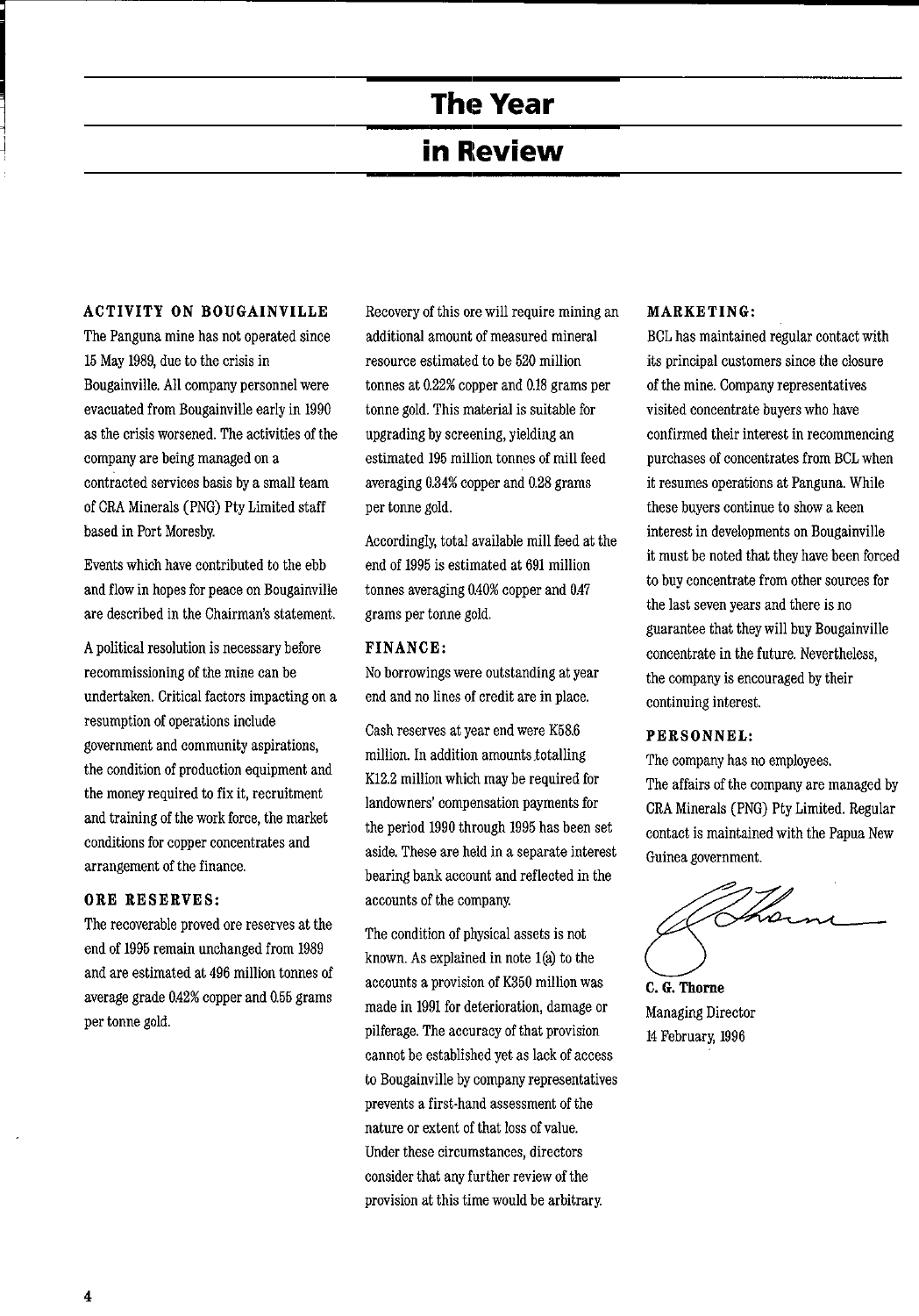# The Year in Review

### ACTIVITY ON BOUGAINVILLE

The Panguna mine has not operated since 15 May 1989, due to the crisis in Bougainville. All company personnel were evacuated from Bougainville early in 1990 as the crisis worsened. The activities of the company are being managed on a contracted services basis by a small team of CRA Minerals (PNG) Pty Limited staff based in Port Moresby.

Events which have contributed to the ebb and flow in hopes for peace on Bougainville are described in the Chairman's statement.

A political resolution is necessary before recommissioning of the mine can be undertaken. Critical factors impacting on a resumption of operations include government and community aspirations, the condition of production equipment and the money required to fix it, recruitment and training of the work force, the market conditions for copper concentrates and arrangement of the finance.

### ORE RESERVES:

The recoverable proved ore reserves at the end of 1995 remain unchanged from 1989 and are estimated at 496 million tonnes of average grade 0.42% copper and 0.55 grams per tonne gold.

Recovery of this ore will require mining an additional amount of measured mineral resource estimated to be 520 million tonnes at 0.22% copper and 0.18 grams per tonne gold. This material is suitable for upgrading by screening, yielding an estimated 195 million tonnes of mill feed averaging 0.34% copper and 0.28 grams per tonne gold.

Accordingly, total available mill feed at the end of 1995 is estimated at 691 million tonnes averaging 0.40% copper and 0.47 grams per tonne gold.

### FINANCE:

No borrowings were outstanding at year end and no lines of credit are in place.

Cash reserves at year end were K58.6 million. In addition amounts totalling K12.2 million which may be required for landowners' compensation payments for the period 1990 through 1995 has been set aside. These are held in a separate interest bearing bank account and reflected in the accounts of the company.

The condition of physical assets is not known. As explained in note 1(a) to the accounts a provision of K350 million was made in 1991 for deterioration, damage or pilferage. The accuracy of that provision cannot be established yet as lack of access to Bougainville by company representatives prevents a first-hand assessment of the nature or extent of that loss of value. Under these circumstances, directors consider that any further review of the provision at this time would be arbitrary.

### MARKETING:

BCL has maintained regular contact with its principal customers since the closure of the mine. Company representatives visited concentrate buyers who have confirmed their interest in recommencing purchases of concentrates from BCL when it resumes operations at Panguna. While these buyers continue to show a keen interest in developments on Bougainville it must be noted that they have been forced to buy concentrate from other sources for the last seven years and there is no guarantee that they will buy Bougainville concentrate in the future. Nevertheless, the company is encouraged by their continuing interest.

### PERSONNEL:

The company has no employees.
The affairs of the company are managed by CRA Minerals (PNG) Pty Limited. Regular contact is maintained with the Papua New Guinea government.

**C. G. Thorne**
Managing Director
14 February, 1996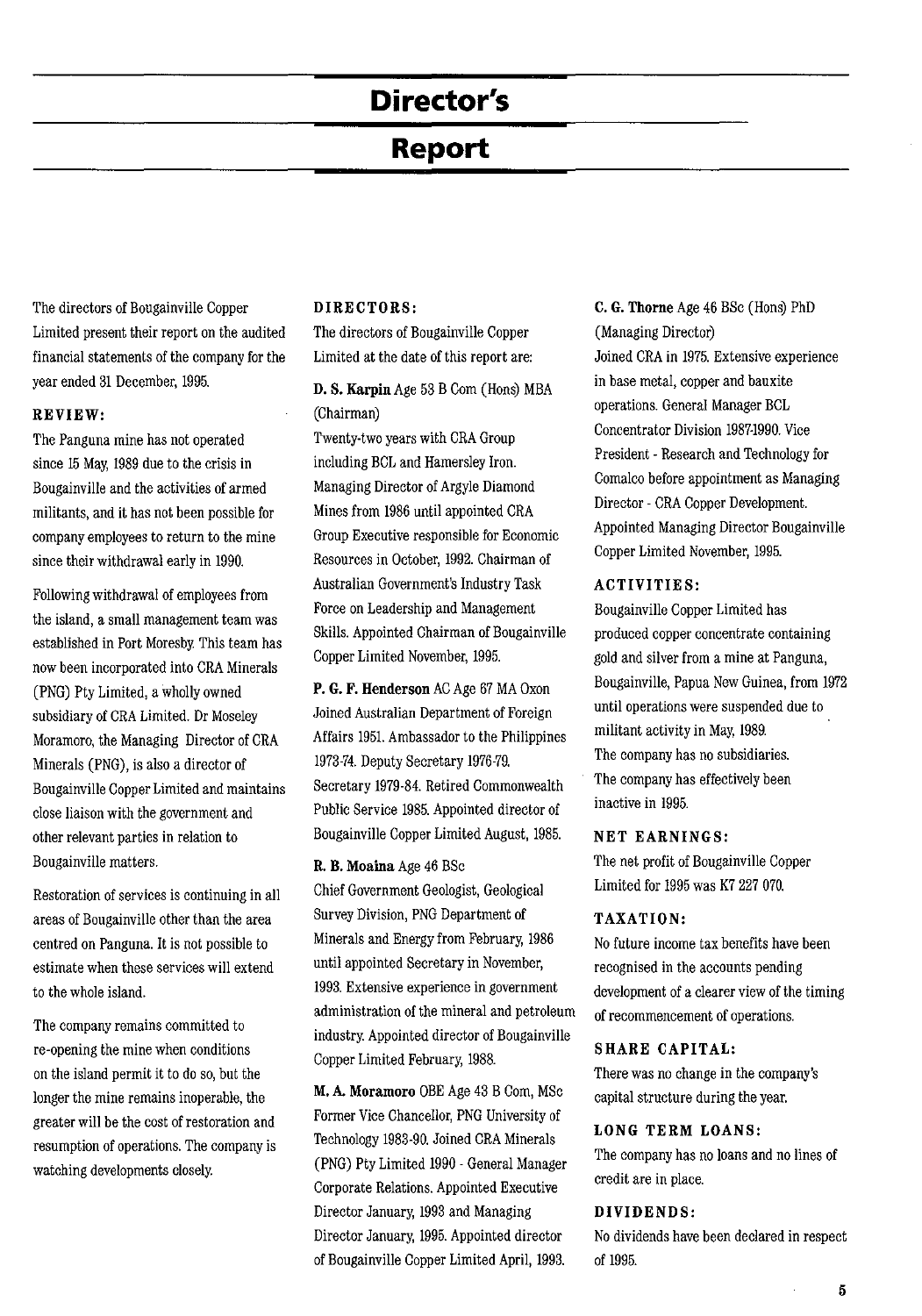# Director's Report

The directors of Bougainville Copper Limited present their report on the audited financial statements of the company for the year ended 31 December, 1995.

**REVIEW:**

The Panguna mine has not operated since 15 May, 1989 due to the crisis in Bougainville and the activities of armed militants, and it has not been possible for company employees to return to the mine since their withdrawal early in 1990.

Following withdrawal of employees from the island, a small management team was established in Port Moresby. This team has now been incorporated into CRA Minerals (PNG) Pty Limited, a wholly owned subsidiary of CRA Limited. Dr Moseley Moramoro, the Managing Director of CRA Minerals (PNG), is also a director of Bougainville Copper Limited and maintains close liaison with the government and other relevant parties in relation to Bougainville matters.

Restoration of services is continuing in all areas of Bougainville other than the area centred on Panguna. It is not possible to estimate when these services will extend to the whole island.

The company remains committed to re-opening the mine when conditions on the island permit it to do so, but the longer the mine remains inoperable, the greater will be the cost of restoration and resumption of operations. The company is watching developments closely.

**DIRECTORS:**

The directors of Bougainville Copper Limited at the date of this report are:

**D. S. Karpin** Age 53 B Com (Hons) MBA (Chairman)
Twenty-two years with CRA Group including BCL and Hamersley Iron. Managing Director of Argyle Diamond Mines from 1986 until appointed CRA Group Executive responsible for Economic Resources in October, 1992. Chairman of Australian Government's Industry Task Force on Leadership and Management Skills. Appointed Chairman of Bougainville Copper Limited November, 1995.

**P. G. F. Henderson** AC Age 67 MA Oxon
Joined Australian Department of Foreign Affairs 1951. Ambassador to the Philippines 1973-74. Deputy Secretary 1976-79. Secretary 1979-84. Retired Commonwealth Public Service 1985. Appointed director of Bougainville Copper Limited August, 1985.

**R. B. Moaina** Age 46 BSc
Chief Government Geologist, Geological Survey Division, PNG Department of Minerals and Energy from February, 1986 until appointed Secretary in November, 1993. Extensive experience in government administration of the mineral and petroleum industry. Appointed director of Bougainville Copper Limited February, 1988.

**M. A. Moramoro** OBE Age 43 B Com, MSc
Former Vice Chancellor, PNG University of Technology 1983-90. Joined CRA Minerals (PNG) Pty Limited 1990 - General Manager Corporate Relations. Appointed Executive Director January, 1993 and Managing Director January, 1995. Appointed director of Bougainville Copper Limited April, 1993.

**C. G. Thorne** Age 46 BSc (Hons) PhD (Managing Director)
Joined CRA in 1975. Extensive experience in base metal, copper and bauxite operations. General Manager BCL Concentrator Division 1987-1990. Vice President - Research and Technology for Comalco before appointment as Managing Director - CRA Copper Development. Appointed Managing Director Bougainville Copper Limited November, 1995.

**ACTIVITIES:**

Bougainville Copper Limited has produced copper concentrate containing gold and silver from a mine at Panguna, Bougainville, Papua New Guinea, from 1972 until operations were suspended due to militant activity in May, 1989.
The company has no subsidiaries.
The company has effectively been inactive in 1995.

**NET EARNINGS:**

The net profit of Bougainville Copper Limited for 1995 was K7 227 070.

**TAXATION:**

No future income tax benefits have been recognised in the accounts pending development of a clearer view of the timing of recommencement of operations.

**SHARE CAPITAL:**

There was no change in the company's capital structure during the year.

**LONG TERM LOANS:**

The company has no loans and no lines of credit are in place.

**DIVIDENDS:**

No dividends have been declared in respect of 1995.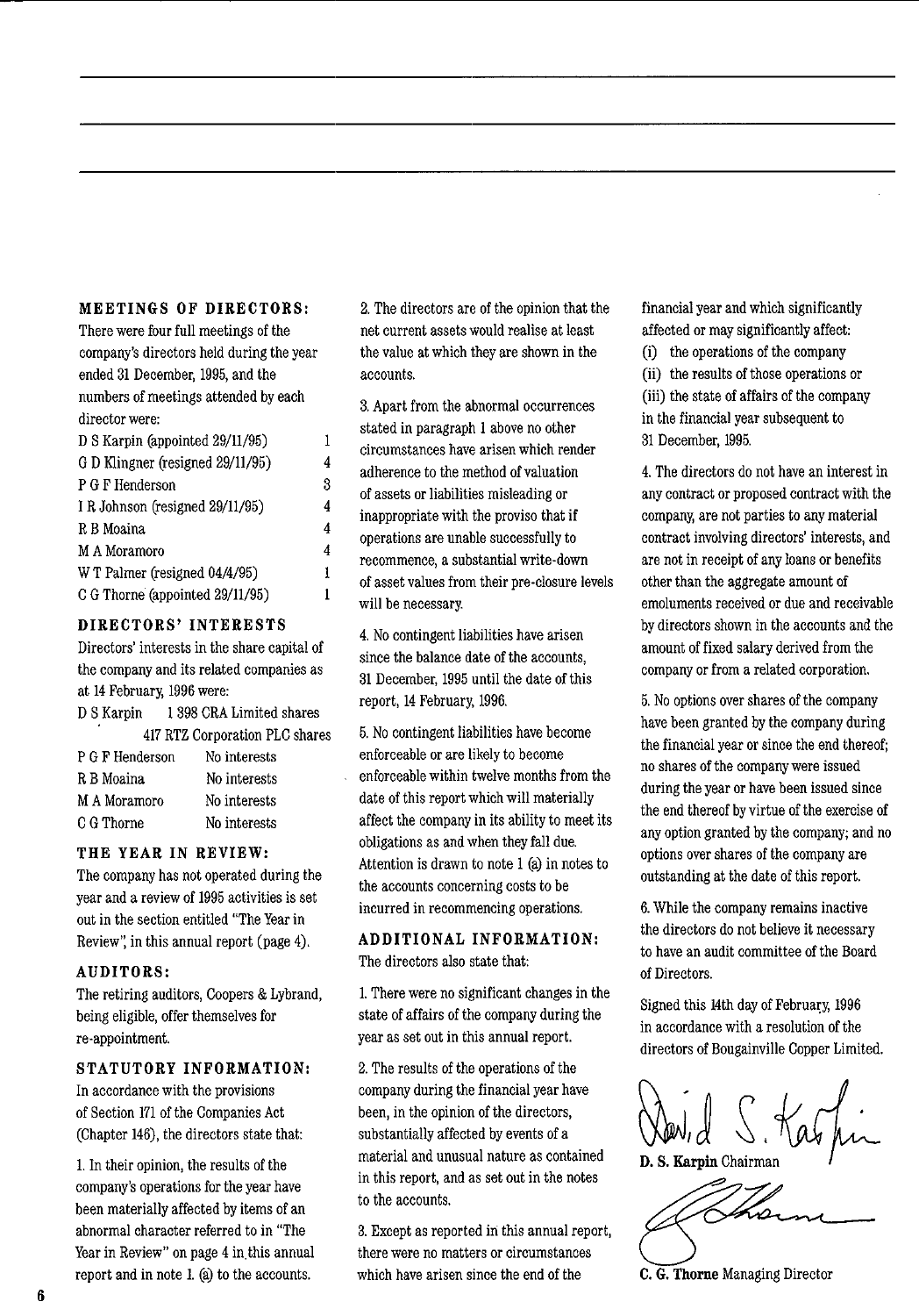## MEETINGS OF DIRECTORS:

There were four full meetings of the company's directors held during the year ended 31 December, 1995, and the numbers of meetings attended by each director were:

| | |
|---|---|
| D S Karpin (appointed 29/11/95) | 1 |
| G D Klingner (resigned 29/11/95) | 4 |
| P G F Henderson | 3 |
| I R Johnson (resigned 29/11/95) | 4 |
| R B Moaina | 4 |
| M A Moramoro | 4 |
| W T Palmer (resigned 04/4/95) | 1 |
| C G Thorne (appointed 29/11/95) | 1 |

## DIRECTORS' INTERESTS

Directors' interests in the share capital of the company and its related companies as at 14 February, 1996 were:

| | |
|---|---|
| D S Karpin | 1 398 CRA Limited shares |
| | 417 RTZ Corporation PLC shares |
| P G F Henderson | No interests |
| R B Moaina | No interests |
| M A Moramoro | No interests |
| C G Thorne | No interests |

## THE YEAR IN REVIEW:

The company has not operated during the year and a review of 1995 activities is set out in the section entitled "The Year in Review", in this annual report (page 4).

## AUDITORS:

The retiring auditors, Coopers & Lybrand, being eligible, offer themselves for re-appointment.

## STATUTORY INFORMATION:

In accordance with the provisions of Section 171 of the Companies Act (Chapter 146), the directors state that:

1. In their opinion, the results of the company's operations for the year have been materially affected by items of an abnormal character referred to in "The Year in Review" on page 4 in this annual report and in note 1. (a) to the accounts.

2. The directors are of the opinion that the net current assets would realise at least the value at which they are shown in the accounts.

3. Apart from the abnormal occurrences stated in paragraph 1 above no other circumstances have arisen which render adherence to the method of valuation of assets or liabilities misleading or inappropriate with the proviso that if operations are unable successfully to recommence, a substantial write-down of asset values from their pre-closure levels will be necessary.

4. No contingent liabilities have arisen since the balance date of the accounts, 31 December, 1995 until the date of this report, 14 February, 1996.

5. No contingent liabilities have become enforceable or are likely to become enforceable within twelve months from the date of this report which will materially affect the company in its ability to meet its obligations as and when they fall due. Attention is drawn to note 1 (a) in notes to the accounts concerning costs to be incurred in recommencing operations.

## ADDITIONAL INFORMATION:

The directors also state that:

1. There were no significant changes in the state of affairs of the company during the year as set out in this annual report.

2. The results of the operations of the company during the financial year have been, in the opinion of the directors, substantially affected by events of a material and unusual nature as contained in this report, and as set out in the notes to the accounts.

3. Except as reported in this annual report, there were no matters or circumstances which have arisen since the end of the financial year and which significantly affected or may significantly affect:
(i) the operations of the company
(ii) the results of those operations or
(iii) the state of affairs of the company
in the financial year subsequent to 31 December, 1995.

4. The directors do not have an interest in any contract or proposed contract with the company, are not parties to any material contract involving directors' interests, and are not in receipt of any loans or benefits other than the aggregate amount of emoluments received or due and receivable by directors shown in the accounts and the amount of fixed salary derived from the company or from a related corporation.

5. No options over shares of the company have been granted by the company during the financial year or since the end thereof; no shares of the company were issued during the year or have been issued since the end thereof by virtue of the exercise of any option granted by the company; and no options over shares of the company are outstanding at the date of this report.

6. While the company remains inactive the directors do not believe it necessary to have an audit committee of the Board of Directors.

Signed this 14th day of February, 1996 in accordance with a resolution of the directors of Bougainville Copper Limited.

**D. S. Karpin** Chairman

**C. G. Thorne** Managing Director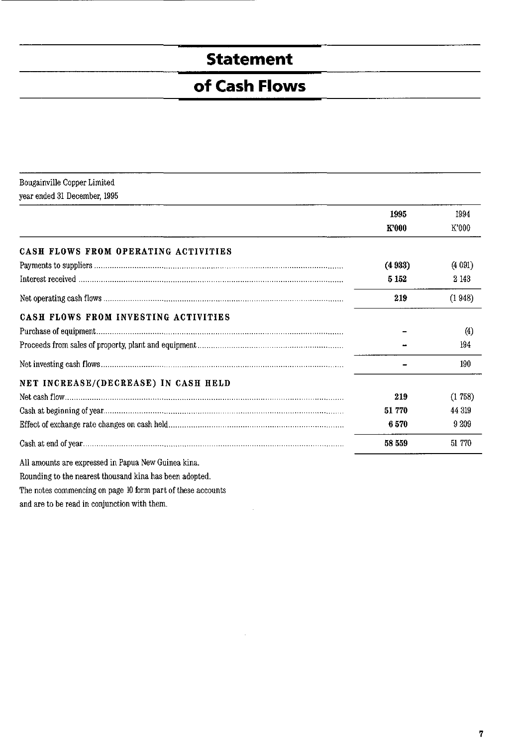# Statement of Cash Flows

Bougainville Copper Limited
year ended 31 December, 1995

| | 1995 K'000 | 1994 K'000 |
|---|---|---|
| **CASH FLOWS FROM OPERATING ACTIVITIES** | | |
| Payments to suppliers | **(4 933)** | (4 091) |
| Interest received | **5 152** | 2 143 |
| Net operating cash flows | **219** | (1 948) |
| **CASH FLOWS FROM INVESTING ACTIVITIES** | | |
| Purchase of equipment | **-** | (4) |
| Proceeds from sales of property, plant and equipment | **-** | 194 |
| Net investing cash flows | **-** | 190 |
| **NET INCREASE/(DECREASE) IN CASH HELD** | | |
| Net cash flow | **219** | (1 758) |
| Cash at beginning of year | **51 770** | 44 319 |
| Effect of exchange rate changes on cash held | **6 570** | 9 209 |
| Cash at end of year | **58 559** | 51 770 |

All amounts are expressed in Papua New Guinea kina.
Rounding to the nearest thousand kina has been adopted.
The notes commencing on page 10 form part of these accounts and are to be read in conjunction with them.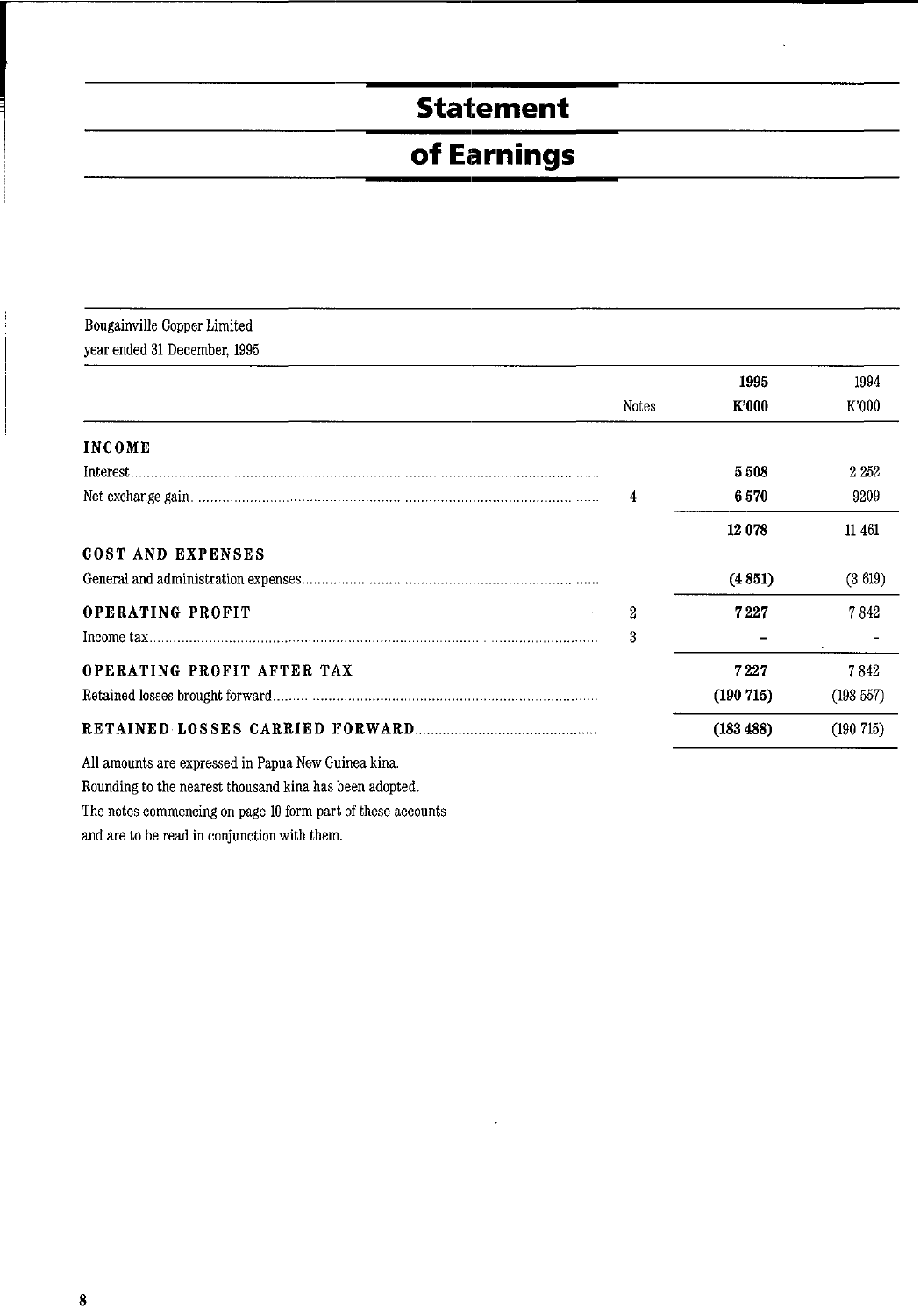# Statement of Earnings

Bougainville Copper Limited
year ended 31 December, 1995

| | Notes | 1995 K'000 | 1994 K'000 |
|---|---|---|---|
| **INCOME** | | | |
| Interest | | **5 508** | 2 252 |
| Net exchange gain | 4 | **6 570** | 9209 |
| | | **12 078** | 11 461 |
| **COST AND EXPENSES** | | | |
| General and administration expenses | | **(4 851)** | (3 619) |
| **OPERATING PROFIT** | 2 | **7 227** | 7 842 |
| Income tax | 3 | **–** | – |
| **OPERATING PROFIT AFTER TAX** | | **7 227** | 7 842 |
| Retained losses brought forward | | **(190 715)** | (198 557) |
| **RETAINED LOSSES CARRIED FORWARD** | | **(183 488)** | (190 715) |

All amounts are expressed in Papua New Guinea kina.
Rounding to the nearest thousand kina has been adopted.
The notes commencing on page 10 form part of these accounts and are to be read in conjunction with them.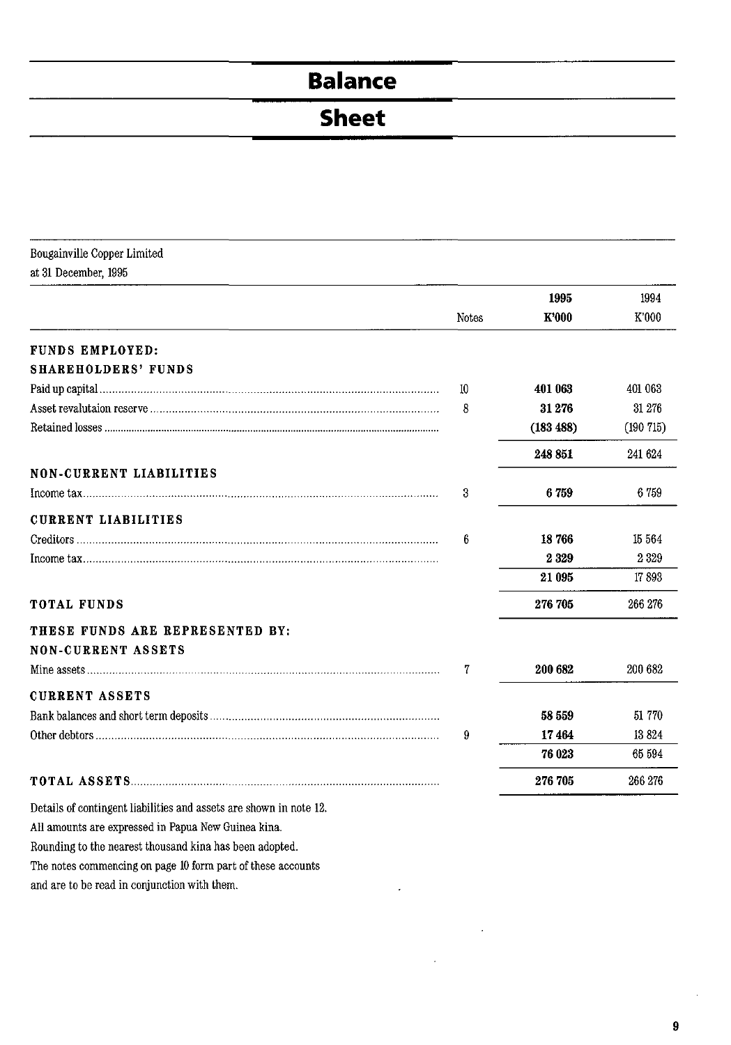# Balance Sheet

Bougainville Copper Limited
at 31 December, 1995

| | Notes | 1995 K'000 | 1994 K'000 |
|---|---|---|---|
| **FUNDS EMPLOYED:** | | | |
| **SHAREHOLDERS' FUNDS** | | | |
| Paid up capital | 10 | **401 063** | 401 063 |
| Asset revalutaion reserve | 8 | **31 276** | 31 276 |
| Retained losses | | **(183 488)** | (190 715) |
| | | **248 851** | 241 624 |
| **NON-CURRENT LIABILITIES** | | | |
| Income tax | 3 | **6 759** | 6 759 |
| **CURRENT LIABILITIES** | | | |
| Creditors | 6 | **18 766** | 15 564 |
| Income tax | | **2 329** | 2 329 |
| | | **21 095** | 17 893 |
| **TOTAL FUNDS** | | **276 705** | 266 276 |
| **THESE FUNDS ARE REPRESENTED BY:** | | | |
| **NON-CURRENT ASSETS** | | | |
| Mine assets | 7 | **200 682** | 200 682 |
| **CURRENT ASSETS** | | | |
| Bank balances and short term deposits | | **58 559** | 51 770 |
| Other debtors | 9 | **17 464** | 13 824 |
| | | **76 023** | 65 594 |
| **TOTAL ASSETS** | | **276 705** | 266 276 |

Details of contingent liabilities and assets are shown in note 12.
All amounts are expressed in Papua New Guinea kina.
Rounding to the nearest thousand kina has been adopted.
The notes commencing on page 10 form part of these accounts and are to be read in conjunction with them.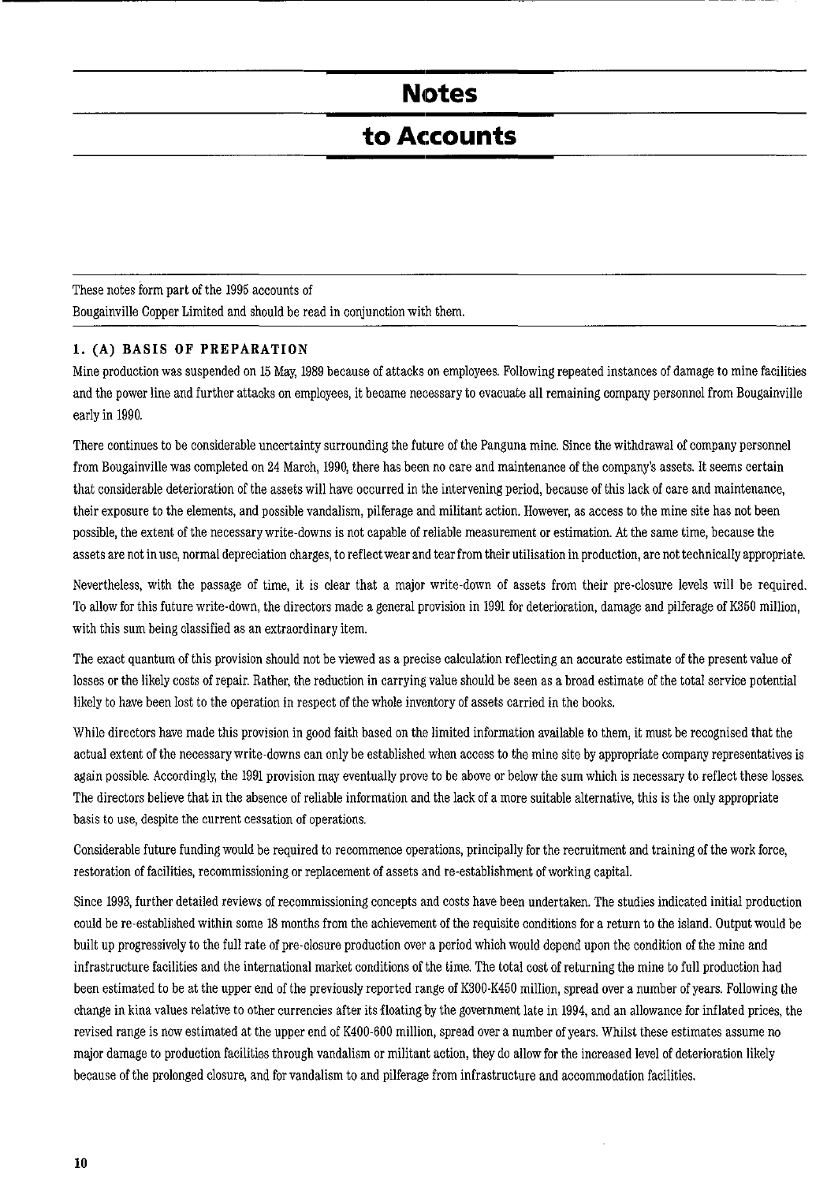# Notes

# to Accounts

These notes form part of the 1995 accounts of
Bougainville Copper Limited and should be read in conjunction with them.

### 1. (A) BASIS OF PREPARATION

Mine production was suspended on 15 May, 1989 because of attacks on employees. Following repeated instances of damage to mine facilities and the power line and further attacks on employees, it became necessary to evacuate all remaining company personnel from Bougainville early in 1990.

There continues to be considerable uncertainty surrounding the future of the Panguna mine. Since the withdrawal of company personnel from Bougainville was completed on 24 March, 1990, there has been no care and maintenance of the company's assets. It seems certain that considerable deterioration of the assets will have occurred in the intervening period, because of this lack of care and maintenance, their exposure to the elements, and possible vandalism, pilferage and militant action. However, as access to the mine site has not been possible, the extent of the necessary write-downs is not capable of reliable measurement or estimation. At the same time, because the assets are not in use, normal depreciation charges, to reflect wear and tear from their utilisation in production, are not technically appropriate.

Nevertheless, with the passage of time, it is clear that a major write-down of assets from their pre-closure levels will be required. To allow for this future write-down, the directors made a general provision in 1991 for deterioration, damage and pilferage of K350 million, with this sum being classified as an extraordinary item.

The exact quantum of this provision should not be viewed as a precise calculation reflecting an accurate estimate of the present value of losses or the likely costs of repair. Rather, the reduction in carrying value should be seen as a broad estimate of the total service potential likely to have been lost to the operation in respect of the whole inventory of assets carried in the books.

While directors have made this provision in good faith based on the limited information available to them, it must be recognised that the actual extent of the necessary write-downs can only be established when access to the mine site by appropriate company representatives is again possible. Accordingly, the 1991 provision may eventually prove to be above or below the sum which is necessary to reflect these losses. The directors believe that in the absence of reliable information and the lack of a more suitable alternative, this is the only appropriate basis to use, despite the current cessation of operations.

Considerable future funding would be required to recommence operations, principally for the recruitment and training of the work force, restoration of facilities, recommissioning or replacement of assets and re-establishment of working capital.

Since 1993, further detailed reviews of recommissioning concepts and costs have been undertaken. The studies indicated initial production could be re-established within some 18 months from the achievement of the requisite conditions for a return to the island. Output would be built up progressively to the full rate of pre-closure production over a period which would depend upon the condition of the mine and infrastructure facilities and the international market conditions of the time. The total cost of returning the mine to full production had been estimated to be at the upper end of the previously reported range of K300-K450 million, spread over a number of years. Following the change in kina values relative to other currencies after its floating by the government late in 1994, and an allowance for inflated prices, the revised range is now estimated at the upper end of K400-600 million, spread over a number of years. Whilst these estimates assume no major damage to production facilities through vandalism or militant action, they do allow for the increased level of deterioration likely because of the prolonged closure, and for vandalism to and pilferage from infrastructure and accommodation facilities.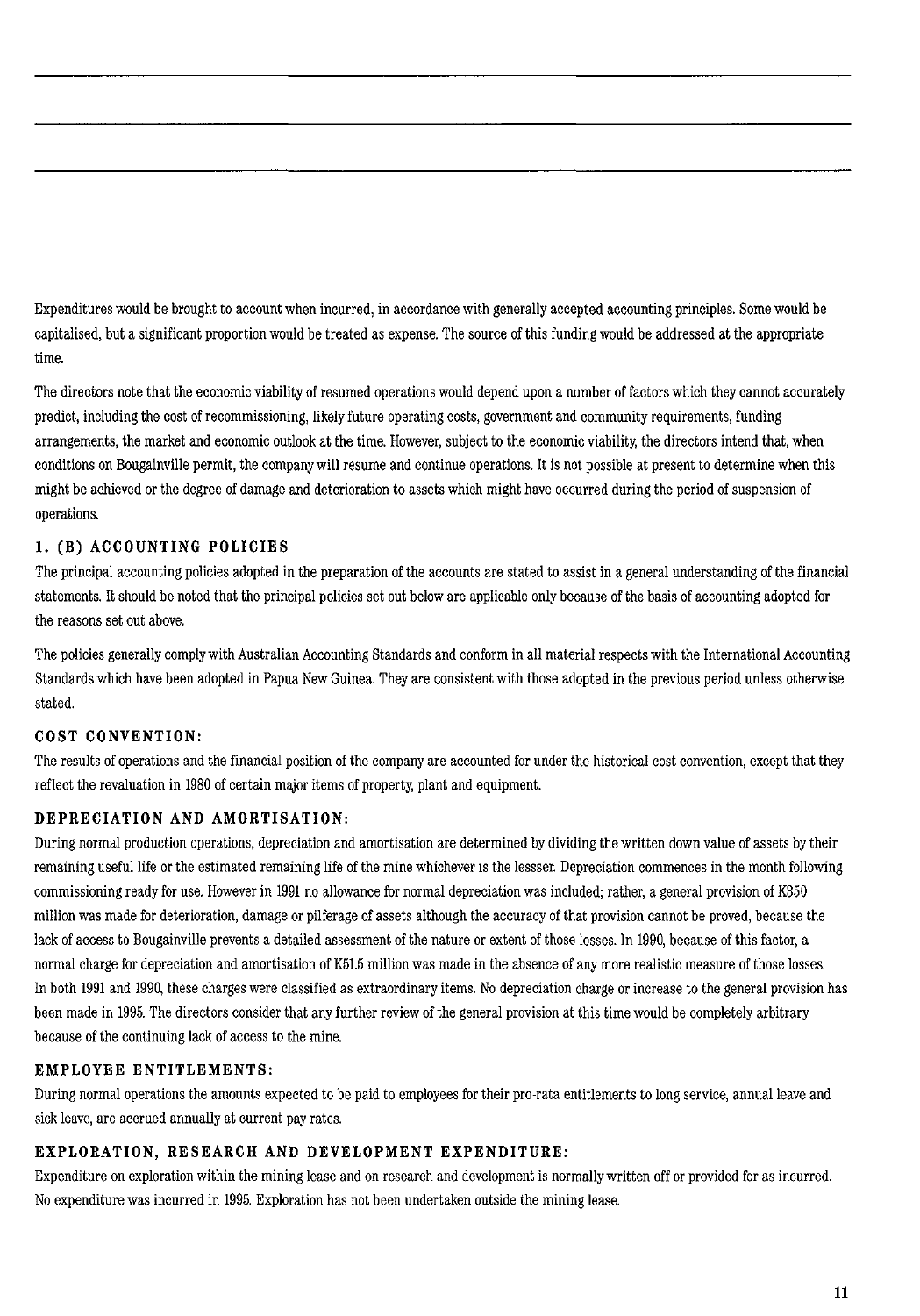Expenditures would be brought to account when incurred, in accordance with generally accepted accounting principles. Some would be capitalised, but a significant proportion would be treated as expense. The source of this funding would be addressed at the appropriate time.

The directors note that the economic viability of resumed operations would depend upon a number of factors which they cannot accurately predict, including the cost of recommissioning, likely future operating costs, government and community requirements, funding arrangements, the market and economic outlook at the time. However, subject to the economic viability, the directors intend that, when conditions on Bougainville permit, the company will resume and continue operations. It is not possible at present to determine when this might be achieved or the degree of damage and deterioration to assets which might have occurred during the period of suspension of operations.

### 1. (B) ACCOUNTING POLICIES

The principal accounting policies adopted in the preparation of the accounts are stated to assist in a general understanding of the financial statements. It should be noted that the principal policies set out below are applicable only because of the basis of accounting adopted for the reasons set out above.

The policies generally comply with Australian Accounting Standards and conform in all material respects with the International Accounting Standards which have been adopted in Papua New Guinea. They are consistent with those adopted in the previous period unless otherwise stated.

### COST CONVENTION:

The results of operations and the financial position of the company are accounted for under the historical cost convention, except that they reflect the revaluation in 1980 of certain major items of property, plant and equipment.

### DEPRECIATION AND AMORTISATION:

During normal production operations, depreciation and amortisation are determined by dividing the written down value of assets by their remaining useful life or the estimated remaining life of the mine whichever is the lessser. Depreciation commences in the month following commissioning ready for use. However in 1991 no allowance for normal depreciation was included; rather, a general provision of K350 million was made for deterioration, damage or pilferage of assets although the accuracy of that provision cannot be proved, because the lack of access to Bougainville prevents a detailed assessment of the nature or extent of those losses. In 1990, because of this factor, a normal charge for depreciation and amortisation of K51.5 million was made in the absence of any more realistic measure of those losses. In both 1991 and 1990, these charges were classified as extraordinary items. No depreciation charge or increase to the general provision has been made in 1995. The directors consider that any further review of the general provision at this time would be completely arbitrary because of the continuing lack of access to the mine.

### EMPLOYEE ENTITLEMENTS:

During normal operations the amounts expected to be paid to employees for their pro-rata entitlements to long service, annual leave and sick leave, are accrued annually at current pay rates.

### EXPLORATION, RESEARCH AND DEVELOPMENT EXPENDITURE:

Expenditure on exploration within the mining lease and on research and development is normally written off or provided for as incurred. No expenditure was incurred in 1995. Exploration has not been undertaken outside the mining lease.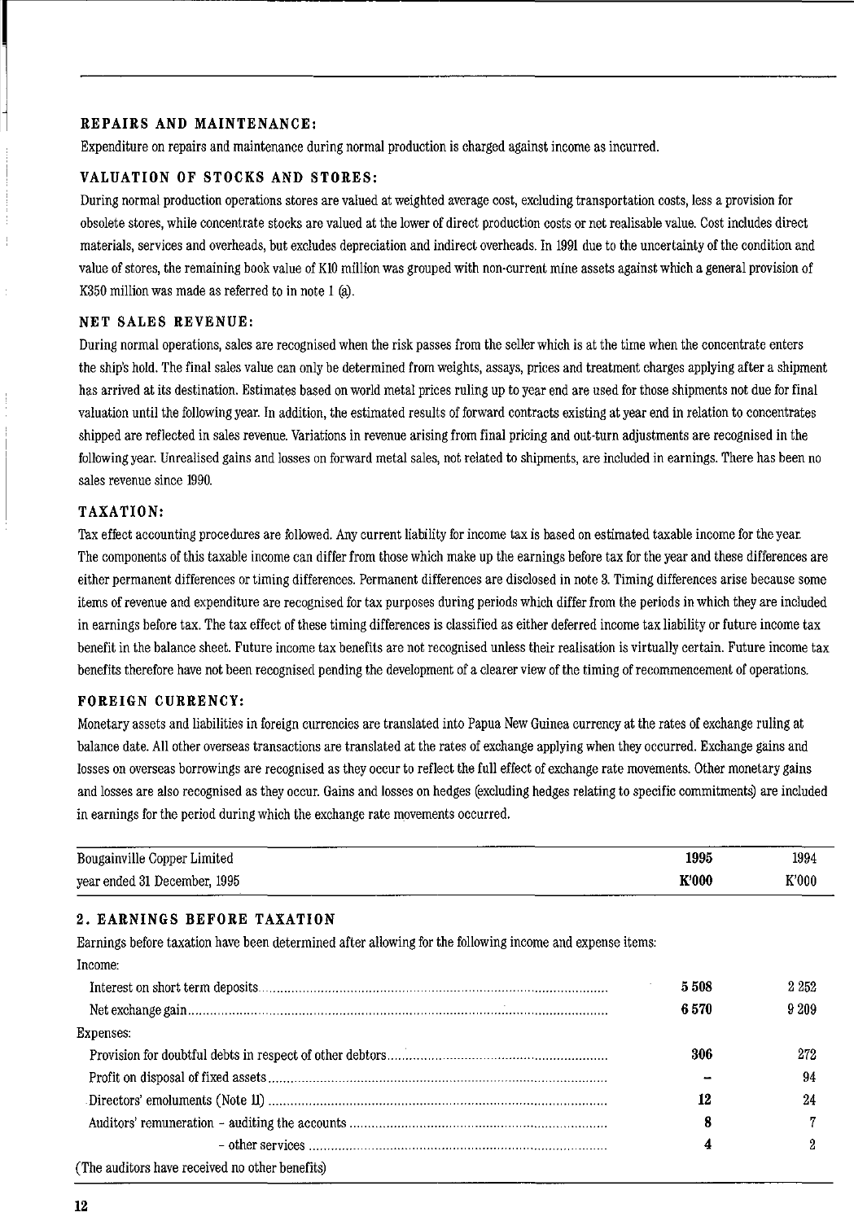### REPAIRS AND MAINTENANCE:

Expenditure on repairs and maintenance during normal production is charged against income as incurred.

### VALUATION OF STOCKS AND STORES:

During normal production operations stores are valued at weighted average cost, excluding transportation costs, less a provision for obsolete stores, while concentrate stocks are valued at the lower of direct production costs or net realisable value. Cost includes direct materials, services and overheads, but excludes depreciation and indirect overheads. In 1991 due to the uncertainty of the condition and value of stores, the remaining book value of K10 million was grouped with non-current mine assets against which a general provision of K350 million was made as referred to in note 1 (a).

### NET SALES REVENUE:

During normal operations, sales are recognised when the risk passes from the seller which is at the time when the concentrate enters the ship's hold. The final sales value can only be determined from weights, assays, prices and treatment charges applying after a shipment has arrived at its destination. Estimates based on world metal prices ruling up to year end are used for those shipments not due for final valuation until the following year. In addition, the estimated results of forward contracts existing at year end in relation to concentrates shipped are reflected in sales revenue. Variations in revenue arising from final pricing and out-turn adjustments are recognised in the following year. Unrealised gains and losses on forward metal sales, not related to shipments, are included in earnings. There has been no sales revenue since 1990.

### TAXATION:

Tax effect accounting procedures are followed. Any current liability for income tax is based on estimated taxable income for the year. The components of this taxable income can differ from those which make up the earnings before tax for the year and these differences are either permanent differences or timing differences. Permanent differences are disclosed in note 3. Timing differences arise because some items of revenue and expenditure are recognised for tax purposes during periods which differ from the periods in which they are included in earnings before tax. The tax effect of these timing differences is classified as either deferred income tax liability or future income tax benefit in the balance sheet. Future income tax benefits are not recognised unless their realisation is virtually certain. Future income tax benefits therefore have not been recognised pending the development of a clearer view of the timing of recommencement of operations.

### FOREIGN CURRENCY:

Monetary assets and liabilities in foreign currencies are translated into Papua New Guinea currency at the rates of exchange ruling at balance date. All other overseas transactions are translated at the rates of exchange applying when they occurred. Exchange gains and losses on overseas borrowings are recognised as they occur to reflect the full effect of exchange rate movements. Other monetary gains and losses are also recognised as they occur. Gains and losses on hedges (excluding hedges relating to specific commitments) are included in earnings for the period during which the exchange rate movements occurred.

| Bougainville Copper Limited<br>year ended 31 December, 1995 | **1995**<br>**K'000** | 1994<br>K'000 |
|---|---|---|

## 2. EARNINGS BEFORE TAXATION

Earnings before taxation have been determined after allowing for the following income and expense items:

| | 1995 | 1994 |
|---|---|---|
| Income: | | |
| Interest on short term deposits | **5 508** | 2 252 |
| Net exchange gain | **6 570** | 9 209 |
| Expenses: | | |
| Provision for doubtful debts in respect of other debtors | **306** | 272 |
| Profit on disposal of fixed assets | **–** | 94 |
| Directors' emoluments (Note 11) | **12** | 24 |
| Auditors' remuneration – auditing the accounts | **8** | 7 |
| – other services | **4** | 2 |

(The auditors have received no other benefits)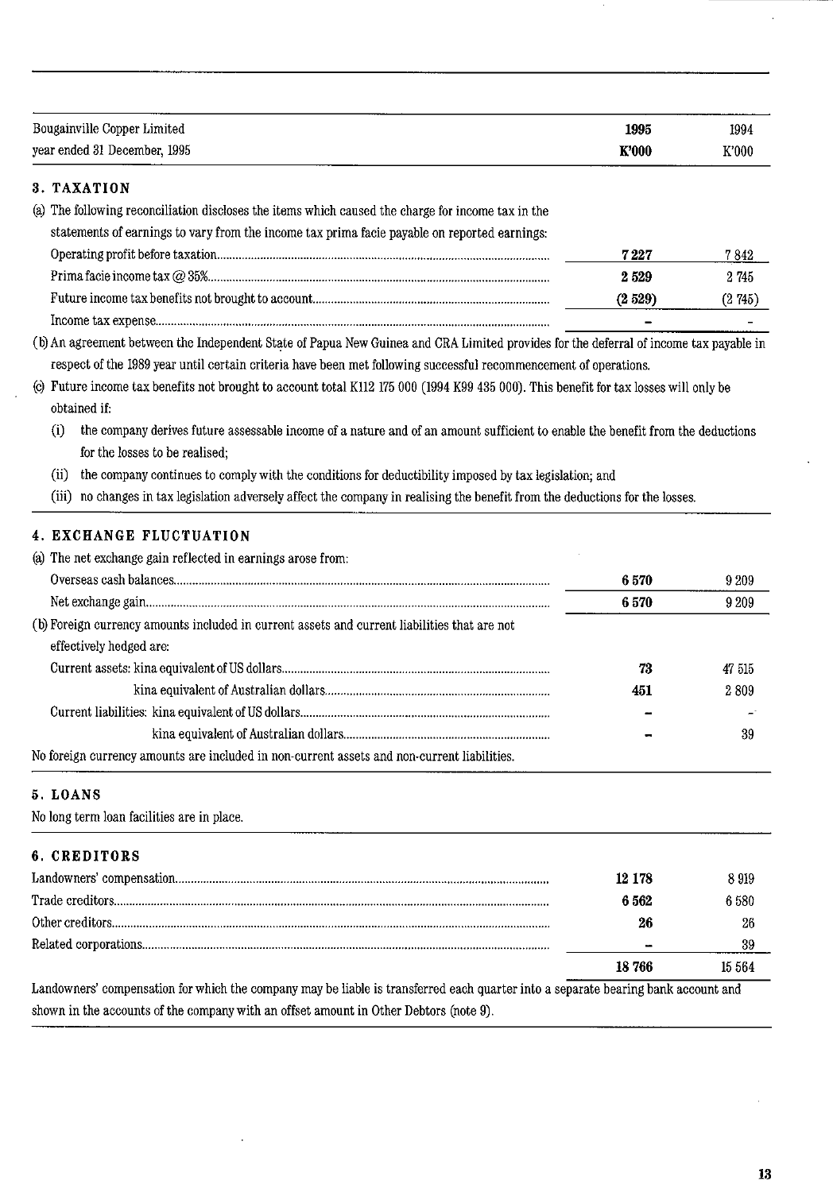| Bougainville Copper Limited<br>year ended 31 December, 1995 | **1995**<br>**K'000** | 1994<br>K'000 |
|---|---|---|

## 3. TAXATION

(a) The following reconciliation discloses the items which caused the charge for income tax in the statements of earnings to vary from the income tax prima facie payable on reported earnings:

| | 1995 K'000 | 1994 K'000 |
|---|---|---|
| Operating profit before taxation | **7 227** | 7 842 |
| Prima facie income tax @ 35% | **2 529** | 2 745 |
| Future income tax benefits not brought to account | **(2 529)** | (2 745) |
| Income tax expense | **-** | - |

(b) An agreement between the Independent State of Papua New Guinea and CRA Limited provides for the deferral of income tax payable in respect of the 1989 year until certain criteria have been met following successful recommencement of operations.

(c) Future income tax benefits not brought to account total K112 175 000 (1994 K99 435 000). This benefit for tax losses will only be obtained if:

(i) the company derives future assessable income of a nature and of an amount sufficient to enable the benefit from the deductions for the losses to be realised;

(ii) the company continues to comply with the conditions for deductibility imposed by tax legislation; and

(iii) no changes in tax legislation adversely affect the company in realising the benefit from the deductions for the losses.

## 4. EXCHANGE FLUCTUATION

(a) The net exchange gain reflected in earnings arose from:

| | 1995 K'000 | 1994 K'000 |
|---|---|---|
| Overseas cash balances | **6 570** | 9 209 |
| Net exchange gain | **6 570** | 9 209 |

(b) Foreign currency amounts included in current assets and current liabilities that are not effectively hedged are:

| | 1995 K'000 | 1994 K'000 |
|---|---|---|
| Current assets: kina equivalent of US dollars | **73** | 47 515 |
| kina equivalent of Australian dollars | **451** | 2 809 |
| Current liabilities: kina equivalent of US dollars | **-** | - |
| kina equivalent of Australian dollars | **-** | 39 |

No foreign currency amounts are included in non-current assets and non-current liabilities.

## 5. LOANS

No long term loan facilities are in place.

## 6. CREDITORS

| | 1995 K'000 | 1994 K'000 |
|---|---|---|
| Landowners' compensation | **12 178** | 8 919 |
| Trade creditors | **6 562** | 6 580 |
| Other creditors | **26** | 26 |
| Related corporations | **-** | 39 |
| | **18 766** | 15 564 |

Landowners' compensation for which the company may be liable is transferred each quarter into a separate bearing bank account and shown in the accounts of the company with an offset amount in Other Debtors (note 9).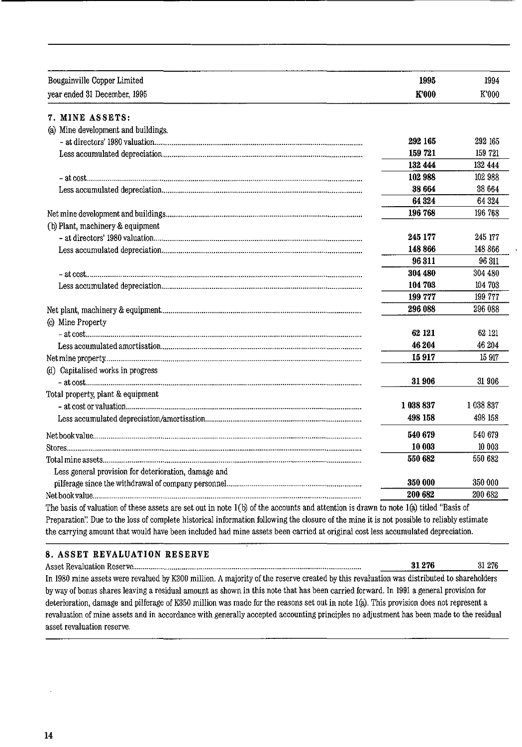| Bougainville Copper Limited<br>year ended 31 December, 1995 | 1995<br>K'000 | 1994<br>K'000 |
|---|---|---|
| **7. MINE ASSETS:** | | |
| (a) Mine development and buildings. | | |
| - at directors' 1980 valuation | **292 165** | 292 165 |
| Less accumulated depreciation | **159 721** | 159 721 |
| | **132 444** | 132 444 |
| - at cost | **102 988** | 102 988 |
| Less accumulated depreciation | **38 664** | 38 664 |
| | **64 324** | 64 324 |
| Net mine development and buildings | **196 768** | 196 768 |
| (b) Plant, machinery & equipment | | |
| - at directors' 1980 valuation | **245 177** | 245 177 |
| Less accumulated depreciation | **148 866** | 148 866 |
| | **96 311** | 96 311 |
| - at cost | **304 480** | 304 480 |
| Less accumulated depreciation | **104 703** | 104 703 |
| | **199 777** | 199 777 |
| Net plant, machinery & equipment | **296 088** | 296 088 |
| (c) Mine Property | | |
| - at cost | **62 121** | 62 121 |
| Less accumulated amortisation | **46 204** | 46 204 |
| Net mine property | **15 917** | 15 917 |
| (d) Capitalised works in progress | | |
| - at cost | **31 906** | 31 906 |
| Total property, plant & equipment | | |
| - at cost or valuation | **1 038 837** | 1 038 837 |
| Less accumulated depreciation/amortisation | **498 158** | 498 158 |
| Net book value | **540 679** | 540 679 |
| Stores | **10 003** | 10 003 |
| Total mine assets | **550 682** | 550 682 |
| Less general provision for deterioration, damage and pilferage since the withdrawal of company personnel | **350 000** | 350 000 |
| Net book value | **200 682** | 200 682 |

The basis of valuation of these assets are set out in note 1(b) of the accounts and attention is drawn to note 1(a) titled "Basis of Preparation". Due to the loss of complete historical information following the closure of the mine it is not possible to reliably estimate the carrying amount that would have been included had mine assets been carried at original cost less accumulated depreciation.

## 8. ASSET REVALUATION RESERVE

| | 1995 | 1994 |
|---|---|---|
| Asset Revaluation Reserve | **31 276** | 31 276 |

In 1980 mine assets were revalued by K300 million. A majority of the reserve created by this revaluation was distributed to shareholders by way of bonus shares leaving a residual amount as shown in this note that has been carried forward. In 1991 a general provision for deterioration, damage and pilferage of K350 million was made for the reasons set out in note 1(a). This provision does not represent a revaluation of mine assets and in accordance with generally accepted accounting principles no adjustment has been made to the residual asset revaluation reserve.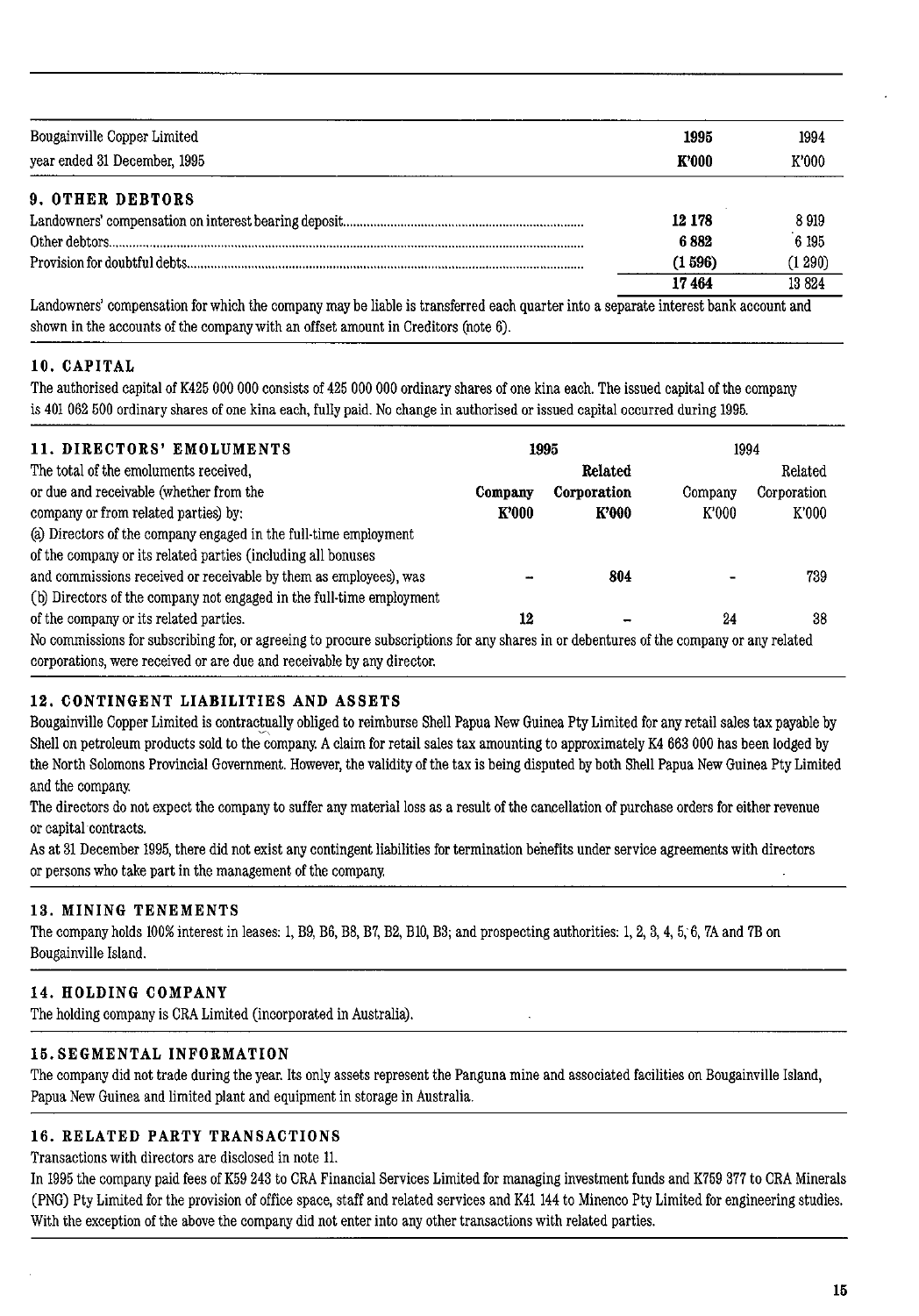| Bougainville Copper Limited<br>year ended 31 December, 1995 | **1995**<br>**K'000** | 1994<br>K'000 |
|---|---|---|
| **9. OTHER DEBTORS** | | |
| Landowners' compensation on interest bearing deposit | **12 178** | 8 919 |
| Other debtors | **6 882** | 6 195 |
| Provision for doubtful debts | **(1 596)** | (1 290) |
| | **17 464** | 13 824 |

Landowners' compensation for which the company may be liable is transferred each quarter into a separate interest bank account and shown in the accounts of the company with an offset amount in Creditors (note 6).

## 10. CAPITAL

The authorised capital of K425 000 000 consists of 425 000 000 ordinary shares of one kina each. The issued capital of the company is 401 062 500 ordinary shares of one kina each, fully paid. No change in authorised or issued capital occurred during 1995.

## 11. DIRECTORS' EMOLUMENTS

| | **1995** | | 1994 | |
|---|---|---|---|---|
| The total of the emoluments received, or due and receivable (whether from the company or from related parties) by: | **Company**<br>**K'000** | **Related Corporation**<br>**K'000** | Company<br>K'000 | Related Corporation<br>K'000 |
| (a) Directors of the company engaged in the full-time employment of the company or its related parties (including all bonuses and commissions received or receivable by them as employees), was | **–** | **804** | – | 739 |
| (b) Directors of the company not engaged in the full-time employment of the company or its related parties. | **12** | **–** | 24 | 38 |

No commissions for subscribing for, or agreeing to procure subscriptions for any shares in or debentures of the company or any related corporations, were received or are due and receivable by any director.

## 12. CONTINGENT LIABILITIES AND ASSETS

Bougainville Copper Limited is contractually obliged to reimburse Shell Papua New Guinea Pty Limited for any retail sales tax payable by Shell on petroleum products sold to the company. A claim for retail sales tax amounting to approximately K4 663 000 has been lodged by the North Solomons Provincial Government. However, the validity of the tax is being disputed by both Shell Papua New Guinea Pty Limited and the company.

The directors do not expect the company to suffer any material loss as a result of the cancellation of purchase orders for either revenue or capital contracts.

As at 31 December 1995, there did not exist any contingent liabilities for termination benefits under service agreements with directors or persons who take part in the management of the company.

## 13. MINING TENEMENTS

The company holds 100% interest in leases: 1, B9, B6, B8, B7, B2, B10, B3; and prospecting authorities: 1, 2, 3, 4, 5, 6, 7A and 7B on Bougainville Island.

## 14. HOLDING COMPANY

The holding company is CRA Limited (incorporated in Australia).

## 15. SEGMENTAL INFORMATION

The company did not trade during the year. Its only assets represent the Panguna mine and associated facilities on Bougainville Island, Papua New Guinea and limited plant and equipment in storage in Australia.

## 16. RELATED PARTY TRANSACTIONS

Transactions with directors are disclosed in note 11.

In 1995 the company paid fees of K59 243 to CRA Financial Services Limited for managing investment funds and K759 377 to CRA Minerals (PNG) Pty Limited for the provision of office space, staff and related services and K41 144 to Minenco Pty Limited for engineering studies. With the exception of the above the company did not enter into any other transactions with related parties.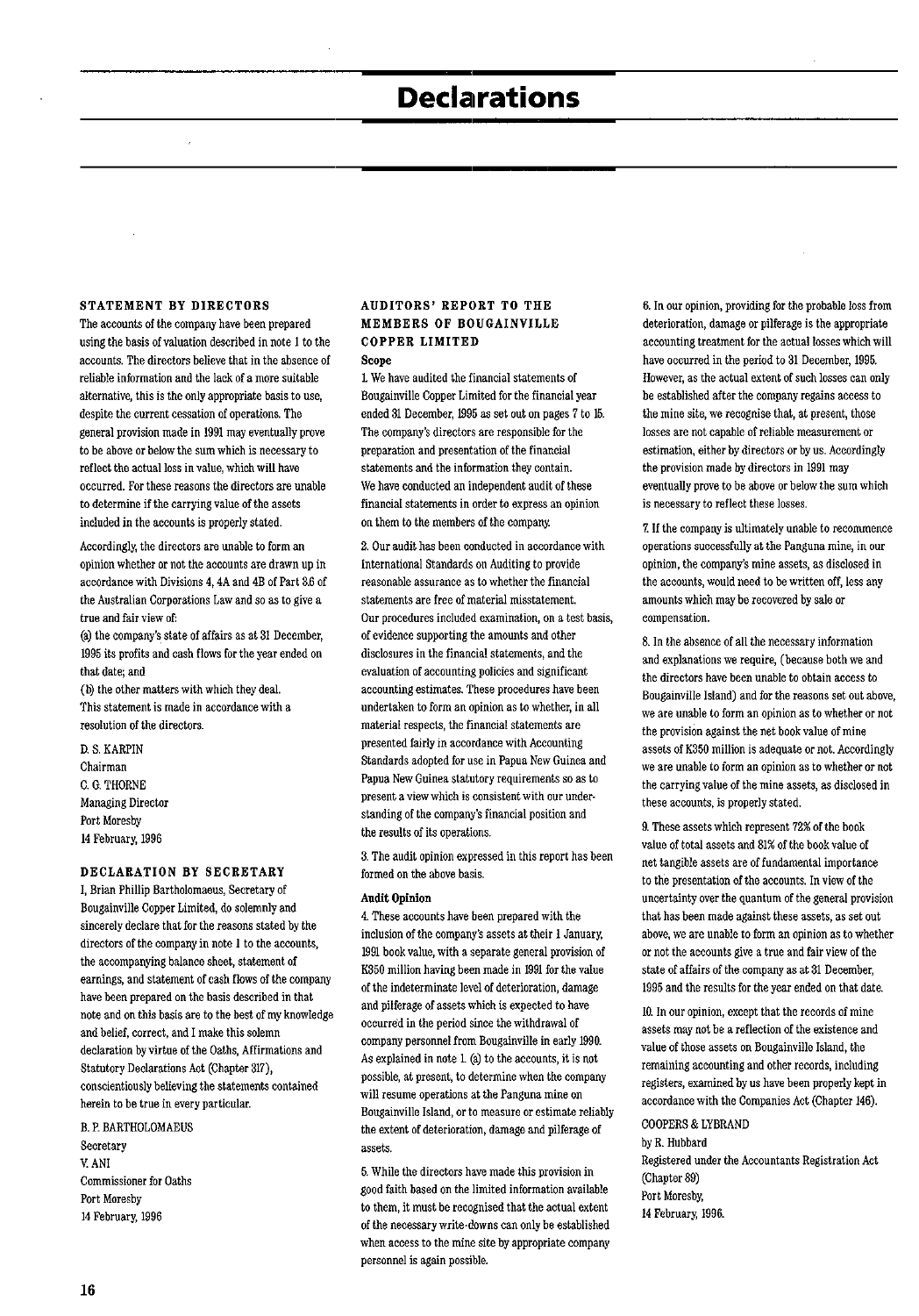# Declarations

## STATEMENT BY DIRECTORS

The accounts of the company have been prepared using the basis of valuation described in note 1 to the accounts. The directors believe that in the absence of reliable information and the lack of a more suitable alternative, this is the only appropriate basis to use, despite the current cessation of operations. The general provision made in 1991 may eventually prove to be above or below the sum which is necessary to reflect the actual loss in value, which will have occurred. For these reasons the directors are unable to determine if the carrying value of the assets included in the accounts is properly stated.

Accordingly, the directors are unable to form an opinion whether or not the accounts are drawn up in accordance with Divisions 4, 4A and 4B of Part 3.6 of the Australian Corporations Law and so as to give a true and fair view of:

(a) the company's state of affairs as at 31 December, 1995 its profits and cash flows for the year ended on that date; and

(b) the other matters with which they deal.

This statement is made in accordance with a resolution of the directors.

D. S. KARPIN
Chairman
C. G. THORNE
Managing Director
Port Moresby
14 February, 1996

## DECLARATION BY SECRETARY

I, Brian Phillip Bartholomaeus, Secretary of Bougainville Copper Limited, do solemnly and sincerely declare that for the reasons stated by the directors of the company in note 1 to the accounts, the accompanying balance sheet, statement of earnings, and statement of cash flows of the company have been prepared on the basis described in that note and on this basis are to the best of my knowledge and belief, correct, and I make this solemn declaration by virtue of the Oaths, Affirmations and Statutory Declarations Act (Chapter 317), conscientiously believing the statements contained herein to be true in every particular.

B. P. BARTHOLOMAEUS
Secretary
V. ANI
Commissioner for Oaths
Port Moresby
14 February, 1996

## AUDITORS' REPORT TO THE MEMBERS OF BOUGAINVILLE COPPER LIMITED

### Scope

1. We have audited the financial statements of Bougainville Copper Limited for the financial year ended 31 December, 1995 as set out on pages 7 to 15. The company's directors are responsible for the preparation and presentation of the financial statements and the information they contain. We have conducted an independent audit of these financial statements in order to express an opinion on them to the members of the company.

2. Our audit has been conducted in accordance with International Standards on Auditing to provide reasonable assurance as to whether the financial statements are free of material misstatement. Our procedures included examination, on a test basis, of evidence supporting the amounts and other disclosures in the financial statements, and the evaluation of accounting policies and significant accounting estimates. These procedures have been undertaken to form an opinion as to whether, in all material respects, the financial statements are presented fairly in accordance with Accounting Standards adopted for use in Papua New Guinea and Papua New Guinea statutory requirements so as to present a view which is consistent with our understanding of the company's financial position and the results of its operations.

3. The audit opinion expressed in this report has been formed on the above basis.

### Audit Opinion

4. These accounts have been prepared with the inclusion of the company's assets at their 1 January, 1991 book value, with a separate general provision of K350 million having been made in 1991 for the value of the indeterminate level of deterioration, damage and pilferage of assets which is expected to have occurred in the period since the withdrawal of company personnel from Bougainville in early 1990. As explained in note 1. (a) to the accounts, it is not possible, at present, to determine when the company will resume operations at the Panguna mine on Bougainville Island, or to measure or estimate reliably the extent of deterioration, damage and pilferage of assets.

5. While the directors have made this provision in good faith based on the limited information available to them, it must be recognised that the actual extent of the necessary write-downs can only be established when access to the mine site by appropriate company personnel is again possible.

6. In our opinion, providing for the probable loss from deterioration, damage or pilferage is the appropriate accounting treatment for the actual losses which will have occurred in the period to 31 December, 1995. However, as the actual extent of such losses can only be established after the company regains access to the mine site, we recognise that, at present, those losses are not capable of reliable measurement or estimation, either by directors or by us. Accordingly the provision made by directors in 1991 may eventually prove to be above or below the sum which is necessary to reflect these losses.

7. If the company is ultimately unable to recommence operations successfully at the Panguna mine, in our opinion, the company's mine assets, as disclosed in the accounts, would need to be written off, less any amounts which may be recovered by sale or compensation.

8. In the absence of all the necessary information and explanations we require, (because both we and the directors have been unable to obtain access to Bougainville Island) and for the reasons set out above, we are unable to form an opinion as to whether or not the provision against the net book value of mine assets of K350 million is adequate or not. Accordingly we are unable to form an opinion as to whether or not the carrying value of the mine assets, as disclosed in these accounts, is properly stated.

9. These assets which represent 72% of the book value of total assets and 81% of the book value of net tangible assets are of fundamental importance to the presentation of the accounts. In view of the uncertainty over the quantum of the general provision that has been made against these assets, as set out above, we are unable to form an opinion as to whether or not the accounts give a true and fair view of the state of affairs of the company as at 31 December, 1995 and the results for the year ended on that date.

10. In our opinion, except that the records of mine assets may not be a reflection of the existence and value of those assets on Bougainville Island, the remaining accounting and other records, including registers, examined by us have been properly kept in accordance with the Companies Act (Chapter 146).

COOPERS & LYBRAND
by R. Hubbard
Registered under the Accountants Registration Act (Chapter 89)
Port Moresby,
14 February, 1996.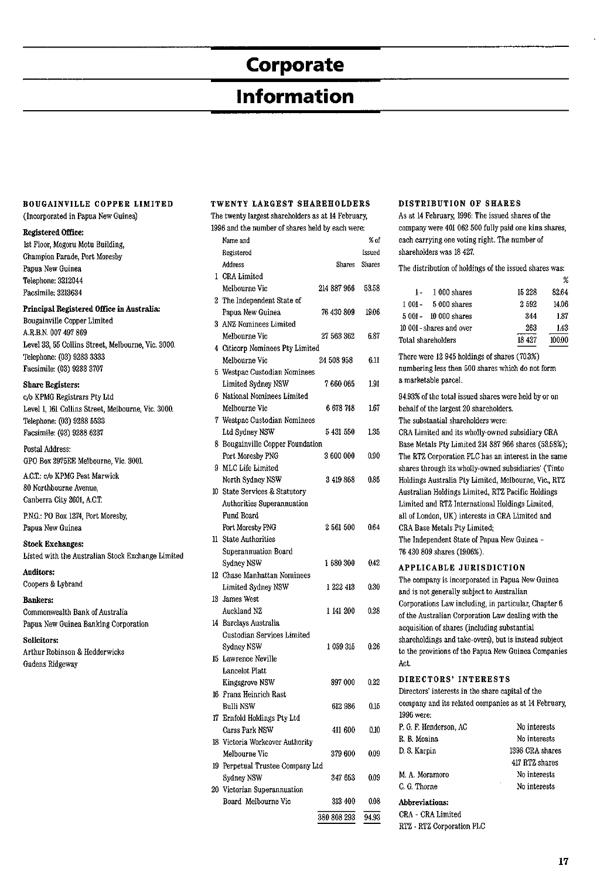# Corporate Information

### BOUGAINVILLE COPPER LIMITED

(Incorporated in Papua New Guinea)

**Registered Office:**
1st Floor, Mogoru Motu Building,
Champion Parade, Port Moresby
Papua New Guinea
Telephone: 3212044
Facsimile: 3213634

**Principal Registered Office in Australia:**
Bougainville Copper Limited
A.R.B.N. 007 497 869
Level 33, 55 Collins Street, Melbourne, Vic. 3000.
Telephone: (03) 9283 3333
Facsimile: (03) 9283 3707

**Share Registers:**
c/o KPMG Registrars Pty Ltd
Level 1, 161 Collins Street, Melbourne, Vic. 3000.
Telephone: (03) 9288 5533
Facsimile: (03) 9288 6237

Postal Address:
GPO Box 2975EE Melbourne, Vic. 3001.

A.C.T.: c/o KPMG Peat Marwick
80 Northbourne Avenue,
Canberra City 2601, A.C.T.

P.N.G.: PO Box 1274, Port Moresby,
Papua New Guinea

**Stock Exchanges:**
Listed with the Australian Stock Exchange Limited

**Auditors:**
Coopers & Lybrand

**Bankers:**
Commonwealth Bank of Australia
Papua New Guinea Banking Corporation

**Solicitors:**
Arthur Robinson & Hedderwicks
Gadens Ridgeway

### TWENTY LARGEST SHAREHOLDERS

The twenty largest shareholders as at 14 February, 1996 and the number of shares held by each were:

| | Name and Registered Address | Shares | % of Issued Shares |
|---|---|---|---|
| 1 | CRA Limited Melbourne Vic | 214 887 966 | 53.58 |
| 2 | The Independent State of Papua New Guinea | 76 430 809 | 19.06 |
| 3 | ANZ Nominees Limited Melbourne Vic | 27 563 362 | 6.87 |
| 4 | Citicorp Nominees Pty Limited Melbourne Vic | 24 508 958 | 6.11 |
| 5 | Westpac Custodian Nominees Limited Sydney NSW | 7 660 065 | 1.91 |
| 6 | National Nominees Limited Melbourne Vic | 6 678 748 | 1.67 |
| 7 | Westpac Custodian Nominees Ltd Sydney NSW | 5 431 550 | 1.35 |
| 8 | Bougainville Copper Foundation Port Moresby PNG | 3 600 000 | 0.90 |
| 9 | MLC Life Limited North Sydney NSW | 3 419 868 | 0.85 |
| 10 | State Services & Statutory Authorities Superannuation Fund Board Port Moresby PNG | 2 561 500 | 0.64 |
| 11 | State Authorities Superannuation Board Sydney NSW | 1 680 300 | 0.42 |
| 12 | Chase Manhattan Nominees Limited Sydney NSW | 1 222 413 | 0.30 |
| 13 | James West Auckland NZ | 1 141 200 | 0.28 |
| 14 | Barclays Australia Custodian Services Limited Sydney NSW | 1 059 315 | 0.26 |
| 15 | Lawrence Neville Lancelot Platt Kingsgrove NSW | 897 000 | 0.22 |
| 16 | Franz Heinrich Rast Bulli NSW | 612 986 | 0.15 |
| 17 | Ernfold Holdings Pty Ltd Carss Park NSW | 411 600 | 0.10 |
| 18 | Victoria Workcover Authority Melbourne Vic | 379 600 | 0.09 |
| 19 | Perpetual Trustee Company Ltd Sydney NSW | 347 653 | 0.09 |
| 20 | Victorian Superannuation Board Melbourne Vic | 313 400 | 0.08 |
| | | 380 808 293 | 94.93 |

### DISTRIBUTION OF SHARES

As at 14 February, 1996: The issued shares of the company were 401 062 500 fully paid one kina shares, each carrying one voting right. The number of shareholders was 18 427.

The distribution of holdings of the issued shares was:

| | | % |
|---|---|---|
| 1 - 1 000 shares | 15 228 | 82.64 |
| 1 001 - 5 000 shares | 2 592 | 14.06 |
| 5 001 - 10 000 shares | 344 | 1.87 |
| 10 001 - shares and over | 263 | 1.43 |
| Total shareholders | 18 427 | 100.00 |

There were 12 945 holdings of shares (70.3%) numbering less then 500 shares which do not form a marketable parcel.

94.93% of the total issued shares were held by or on behalf of the largest 20 shareholders.

The substantial shareholders were:
CRA Limited and its wholly-owned subsidiary CRA Base Metals Pty Limited 214 887 966 shares (53.58%);
The RTZ Corporation PLC has an interest in the same shares through its wholly-owned subsidiaries' (Tinto Holdings Australia Pty Limited, Melbourne, Vic., RTZ Australian Holdings Limited, RTZ Pacific Holdings Limited and RTZ International Holdings Limited, all of London, UK) interests in CRA Limited and CRA Base Metals Pty Limited;
The Independent State of Papua New Guinea - 76 430 809 shares (19.06%).

### APPLICABLE JURISDICTION

The company is incorporated in Papua New Guinea and is not generally subject to Australian Corporations Law including, in particular, Chapter 6 of the Australian Corporation Law dealing with the acquisition of shares (including substantial shareholdings and take-overs), but is instead subject to the provisions of the Papua New Guinea Companies Act.

### DIRECTORS' INTERESTS

Directors' interests in the share capital of the company and its related companies as at 14 February, 1996 were:

| | |
|---|---|
| P. G. F. Henderson, AC | No interests |
| R. B. Mcaina | No interests |
| D. S. Karpin | 1398 CRA shares<br>417 RTZ shares |
| M. A. Moramoro | No interests |
| C. G. Thorne | No interests |

**Abbreviations:**
CRA - CRA Limited
RTZ - RTZ Corporation PLC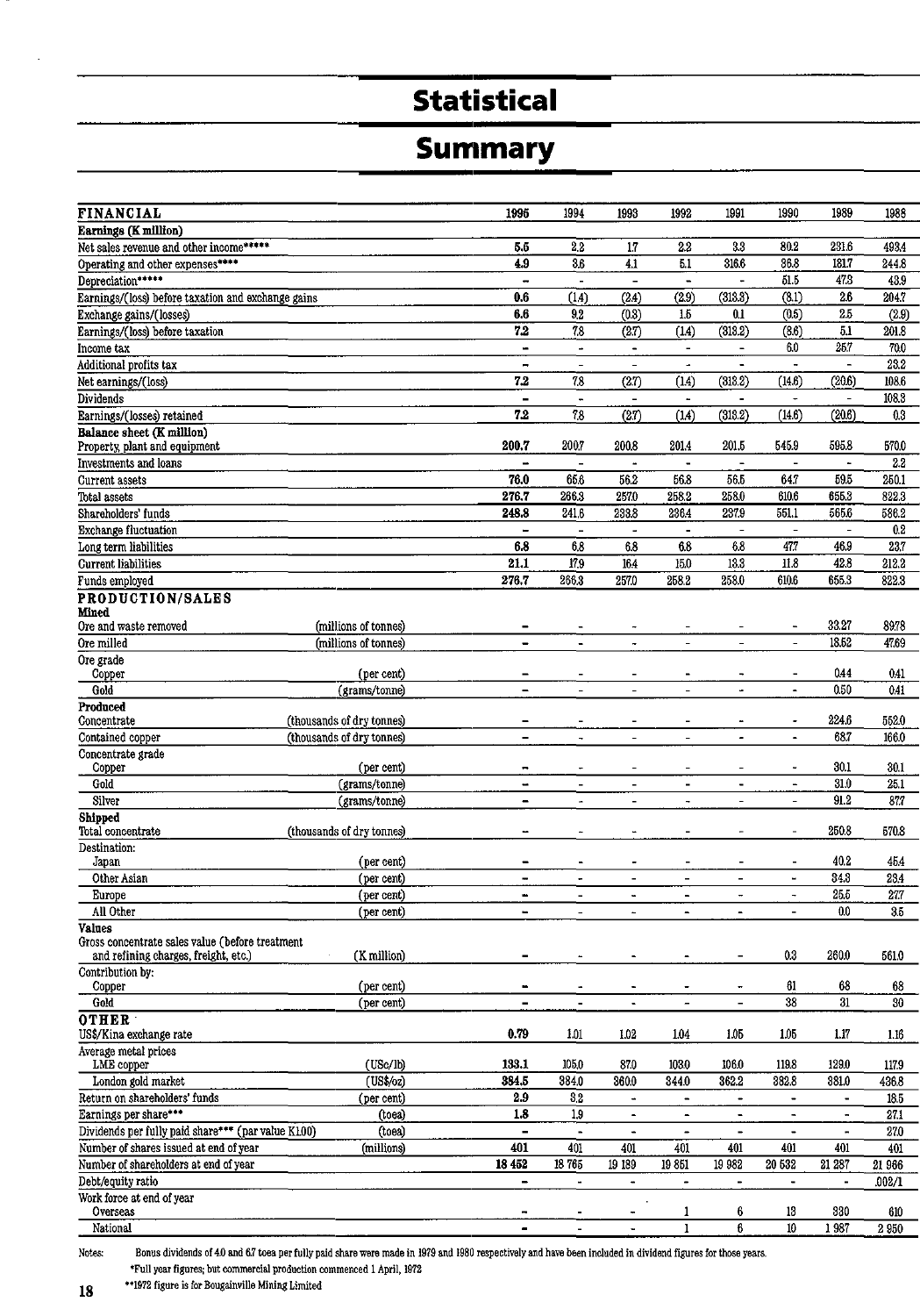# Statistical

# Summary

| FINANCIAL | | 1995 | 1994 | 1993 | 1992 | 1991 | 1990 | 1989 | 1988 |
|---|---|---|---|---|---|---|---|---|---|
| **Earnings (K million)** | | | | | | | | | |
| Net sales revenue and other income***** | | **5.5** | 2.2 | 1.7 | 2.2 | 3.3 | 80.2 | 231.6 | 493.4 |
| Operating and other expenses**** | | **4.9** | 3.6 | 4.1 | 5.1 | 316.6 | 36.8 | 181.7 | 244.8 |
| Depreciation***** | | **-** | - | - | - | - | 51.5 | 47.3 | 43.9 |
| Earnings/(loss) before taxation and exchange gains | | **0.6** | (1.4) | (2.4) | (2.9) | (313.3) | (8.1) | 2.6 | 204.7 |
| Exchange gains/(losses) | | **6.6** | 9.2 | (0.3) | 1.5 | 0.1 | (0.5) | 2.5 | (2.9) |
| Earnings/(loss) before taxation | | **7.2** | 7.8 | (2.7) | (1.4) | (313.2) | (8.6) | 5.1 | 201.8 |
| Income tax | | **-** | - | - | - | - | 6.0 | 25.7 | 70.0 |
| Additional profits tax | | **-** | - | - | - | - | - | - | 23.2 |
| Net earnings/(loss) | | **7.2** | 7.8 | (2.7) | (1.4) | (313.2) | (14.6) | (20.6) | 108.6 |
| Dividends | | **-** | - | - | - | - | - | - | 108.3 |
| Earnings/(losses) retained | | **7.2** | 7.8 | (2.7) | (1.4) | (313.2) | (14.6) | (20.6) | 0.3 |
| **Balance sheet (K million)** | | | | | | | | | |
| Property, plant and equipment | | **200.7** | 200.7 | 200.8 | 201.4 | 201.5 | 545.9 | 595.8 | 570.0 |
| Investments and loans | | **-** | - | - | - | - | - | - | 2.2 |
| Current assets | | **76.0** | 65.6 | 56.2 | 56.8 | 56.5 | 64.7 | 59.5 | 250.1 |
| Total assets | | **276.7** | 266.3 | 257.0 | 258.2 | 258.0 | 610.6 | 655.3 | 822.3 |
| Shareholders' funds | | **248.8** | 241.6 | 233.8 | 236.4 | 237.9 | 551.1 | 565.6 | 586.2 |
| Exchange fluctuation | | **-** | - | - | - | - | - | - | 0.2 |
| Long term liabilities | | **6.8** | 6.8 | 6.8 | 6.8 | 6.8 | 47.7 | 46.9 | 23.7 |
| Current liabilities | | **21.1** | 17.9 | 16.4 | 15.0 | 13.3 | 11.8 | 42.8 | 212.2 |
| Funds employed | | **276.7** | 266.3 | 257.0 | 258.2 | 258.0 | 610.6 | 655.3 | 822.3 |
| **PRODUCTION/SALES** | | | | | | | | | |
| **Mined** | | | | | | | | | |
| Ore and waste removed | (millions of tonnes) | **-** | - | - | - | - | - | 33.27 | 89.78 |
| Ore milled | (millions of tonnes) | **-** | - | - | - | - | - | 18.52 | 47.69 |
| Ore grade | | | | | | | | | |
| Copper | (per cent) | **-** | - | - | - | - | - | 0.44 | 0.41 |
| Gold | (grams/tonne) | **-** | - | - | - | - | - | 0.50 | 0.41 |
| **Produced** | | | | | | | | | |
| Concentrate | (thousands of dry tonnes) | **-** | - | - | - | - | - | 224.6 | 552.0 |
| Contained copper | (thousands of dry tonnes) | **-** | - | - | - | - | - | 68.7 | 166.0 |
| Concentrate grade | | | | | | | | | |
| Copper | (per cent) | **-** | - | - | - | - | - | 30.1 | 30.1 |
| Gold | (grams/tonne) | **-** | - | - | - | - | - | 31.0 | 25.1 |
| Silver | (grams/tonne) | **-** | - | - | - | - | - | 91.2 | 87.7 |
| **Shipped** | | | | | | | | | |
| Total concentrate | (thousands of dry tonnes) | **-** | - | - | - | - | - | 250.8 | 570.8 |
| Destination: | | | | | | | | | |
| Japan | (per cent) | **-** | - | - | - | - | - | 40.2 | 45.4 |
| Other Asian | (per cent) | **-** | - | - | - | - | - | 34.3 | 23.4 |
| Europe | (per cent) | **-** | - | - | - | - | - | 25.5 | 27.7 |
| All Other | (per cent) | **-** | - | - | - | - | - | 0.0 | 3.5 |
| **Values** | | | | | | | | | |
| Gross concentrate sales value (before treatment and refining charges, freight, etc.) | (K million) | **-** | - | - | - | - | 0.3 | 260.0 | 561.0 |
| Contribution by: | | | | | | | | | |
| Copper | (per cent) | **-** | - | - | - | - | 61 | 68 | 68 |
| Gold | (per cent) | **-** | - | - | - | - | 38 | 31 | 30 |
| **OTHER** | | | | | | | | | |
| US$/Kina exchange rate | | **0.79** | 1.01 | 1.02 | 1.04 | 1.05 | 1.05 | 1.17 | 1.16 |
| Average metal prices | | | | | | | | | |
| LME copper | (USc/lb) | **133.1** | 105.0 | 87.0 | 103.0 | 106.0 | 119.8 | 129.0 | 117.9 |
| London gold market | (US$/oz) | **384.5** | 384.0 | 360.0 | 344.0 | 362.2 | 382.8 | 381.0 | 436.8 |
| Return on shareholders' funds | (per cent) | **2.9** | 3.2 | - | - | - | - | - | 18.5 |
| Earnings per share*** | (toea) | **1.8** | 1.9 | - | - | - | - | - | 27.1 |
| Dividends per fully paid share*** (par value K1.00) | (toea) | **-** | - | - | - | - | - | - | 27.0 |
| Number of shares issued at end of year | (millions) | **401** | 401 | 401 | 401 | 401 | 401 | 401 | 401 |
| Number of shareholders at end of year | | **18 452** | 18 765 | 19 139 | 19 851 | 19 982 | 20 532 | 21 287 | 21 966 |
| Debt/equity ratio | | **-** | - | - | - | - | - | - | .002/1 |
| Work force at end of year | | | | | | | | | |
| Overseas | | **-** | - | - | 1 | 6 | 13 | 330 | 610 |
| National | | **-** | - | - | 1 | 6 | 10 | 1 987 | 2 950 |

Notes: Bonus dividends of 4.0 and 6.7 toea per fully paid share were made in 1979 and 1980 respectively and have been included in dividend figures for those years.

*Full year figures; but commercial production commenced 1 April, 1972

**1972 figure is for Bougainville Mining Limited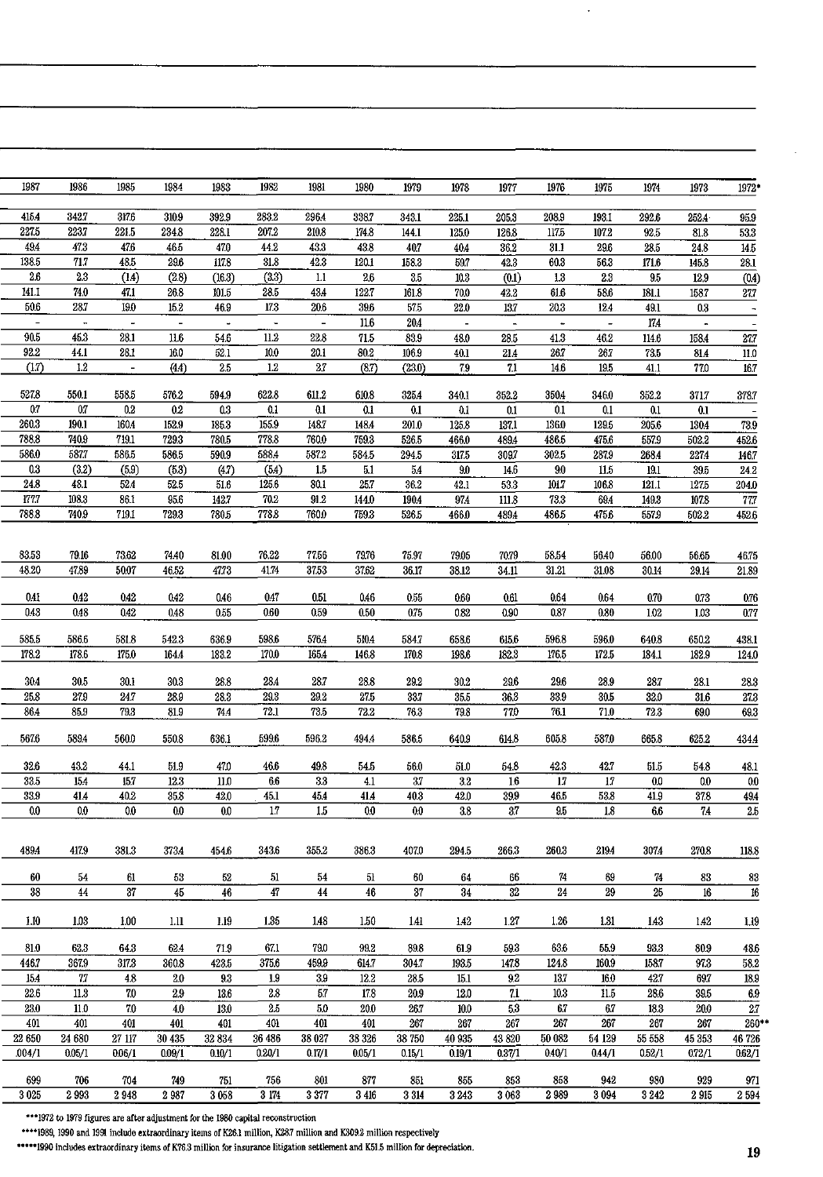| 1987 | 1986 | 1985 | 1984 | 1983 | 1982 | 1981 | 1980 | 1979 | 1978 | 1977 | 1976 | 1975 | 1974 | 1973 | 1972* |
|---|---|---|---|---|---|---|---|---|---|---|---|---|---|---|---|
| 415.4 | 342.7 | 317.6 | 310.9 | 392.9 | 283.2 | 296.4 | 338.7 | 343.1 | 225.1 | 205.3 | 208.9 | 193.1 | 292.6 | 252.4 | 95.9 |
| 227.5 | 223.7 | 221.5 | 234.8 | 228.1 | 207.2 | 210.8 | 174.8 | 144.1 | 125.0 | 126.8 | 117.5 | 107.2 | 92.5 | 81.8 | 53.3 |
| 49.4 | 47.3 | 47.6 | 46.5 | 47.0 | 44.2 | 43.3 | 43.8 | 40.7 | 40.4 | 36.2 | 31.1 | 29.6 | 28.5 | 24.8 | 14.5 |
| 138.5 | 71.7 | 48.5 | 29.6 | 117.8 | 31.8 | 42.3 | 120.1 | 158.3 | 59.7 | 42.3 | 60.3 | 56.3 | 171.6 | 145.8 | 28.1 |
| 2.6 | 2.3 | (1.4) | (2.8) | (16.3) | (3.3) | 1.1 | 2.6 | 3.5 | 10.3 | (0.1) | 1.3 | 2.3 | 9.5 | 12.9 | (0.4) |
| 141.1 | 74.0 | 47.1 | 26.8 | 101.5 | 28.5 | 43.4 | 122.7 | 161.8 | 70.0 | 42.2 | 61.6 | 58.6 | 181.1 | 158.7 | 27.7 |
| 50.6 | 28.7 | 19.0 | 15.2 | 46.9 | 17.3 | 20.6 | 39.6 | 57.5 | 22.0 | 13.7 | 20.3 | 12.4 | 49.1 | 0.3 | - |
| - | - | - | - | - | - | - | 11.6 | 20.4 | - | - | - | - | 17.4 | - | - |
| 90.5 | 45.3 | 28.1 | 11.6 | 54.6 | 11.2 | 22.8 | 71.5 | 83.9 | 48.0 | 28.5 | 41.3 | 46.2 | 114.6 | 158.4 | 27.7 |
| 92.2 | 44.1 | 28.1 | 16.0 | 52.1 | 10.0 | 20.1 | 80.2 | 106.9 | 40.1 | 21.4 | 26.7 | 26.7 | 73.5 | 81.4 | 11.0 |
| (1.7) | 1.2 | - | (4.4) | 2.5 | 1.2 | 2.7 | (8.7) | (23.0) | 7.9 | 7.1 | 14.6 | 19.5 | 41.1 | 77.0 | 16.7 |
| 527.8 | 550.1 | 558.5 | 576.2 | 594.9 | 622.8 | 611.2 | 610.8 | 325.4 | 340.1 | 352.2 | 350.4 | 346.0 | 352.2 | 371.7 | 378.7 |
| 0.7 | 0.7 | 0.2 | 0.2 | 0.3 | 0.1 | 0.1 | 0.1 | 0.1 | 0.1 | 0.1 | 0.1 | 0.1 | 0.1 | 0.1 | - |
| 260.3 | 190.1 | 160.4 | 152.9 | 185.3 | 155.9 | 148.7 | 148.4 | 201.0 | 125.8 | 137.1 | 136.0 | 129.5 | 205.6 | 130.4 | 73.9 |
| 788.8 | 740.9 | 719.1 | 729.3 | 780.5 | 778.8 | 760.0 | 759.3 | 526.5 | 466.0 | 489.4 | 486.5 | 475.6 | 557.9 | 502.2 | 452.6 |
| 586.0 | 587.7 | 586.5 | 586.5 | 590.9 | 588.4 | 587.2 | 584.5 | 294.5 | 317.5 | 309.7 | 302.5 | 287.9 | 268.4 | 227.4 | 146.7 |
| 0.3 | (3.2) | (5.9) | (5.3) | (4.7) | (5.4) | 1.5 | 5.1 | 5.4 | 9.0 | 14.6 | 9.0 | 11.5 | 19.1 | 39.5 | 24.2 |
| 24.8 | 48.1 | 52.4 | 52.5 | 51.6 | 125.6 | 80.1 | 25.7 | 36.2 | 42.1 | 53.3 | 101.7 | 106.8 | 121.1 | 127.5 | 204.0 |
| 177.7 | 108.3 | 86.1 | 95.6 | 142.7 | 70.2 | 91.2 | 144.0 | 190.4 | 97.4 | 111.8 | 73.3 | 69.4 | 149.3 | 107.8 | 77.7 |
| 788.8 | 740.9 | 719.1 | 729.3 | 780.5 | 778.8 | 760.0 | 759.3 | 526.5 | 466.0 | 489.4 | 486.5 | 475.6 | 557.9 | 502.2 | 452.6 |
| 83.53 | 79.16 | 73.62 | 74.40 | 81.00 | 76.22 | 77.56 | 79.76 | 75.97 | 79.05 | 70.79 | 58.54 | 56.40 | 56.00 | 56.65 | 46.75 |
| 48.20 | 47.89 | 50.07 | 46.52 | 47.73 | 41.74 | 37.53 | 37.62 | 36.17 | 38.12 | 34.11 | 31.21 | 31.08 | 30.14 | 29.14 | 21.89 |
| 0.41 | 0.42 | 0.42 | 0.42 | 0.46 | 0.47 | 0.51 | 0.46 | 0.55 | 0.60 | 0.61 | 0.64 | 0.64 | 0.70 | 0.73 | 0.76 |
| 0.43 | 0.48 | 0.42 | 0.48 | 0.55 | 0.60 | 0.59 | 0.50 | 0.75 | 0.82 | 0.90 | 0.87 | 0.80 | 1.02 | 1.03 | 0.77 |
| 585.5 | 586.6 | 581.8 | 542.3 | 636.9 | 598.6 | 576.4 | 510.4 | 584.7 | 658.6 | 615.6 | 596.8 | 596.0 | 640.8 | 650.2 | 438.1 |
| 178.2 | 178.6 | 175.0 | 164.4 | 183.2 | 170.0 | 165.4 | 146.8 | 170.8 | 198.6 | 182.3 | 176.5 | 172.5 | 184.1 | 182.9 | 124.0 |
| 30.4 | 30.5 | 30.1 | 30.3 | 28.8 | 28.4 | 28.7 | 28.8 | 29.2 | 30.2 | 29.6 | 29.6 | 28.9 | 28.7 | 28.1 | 28.3 |
| 25.8 | 27.9 | 24.7 | 28.9 | 28.3 | 29.3 | 29.2 | 27.5 | 33.7 | 35.5 | 36.3 | 33.9 | 30.5 | 32.0 | 31.6 | 27.3 |
| 86.4 | 85.9 | 79.3 | 81.9 | 74.4 | 72.1 | 73.5 | 72.2 | 76.3 | 79.8 | 77.0 | 76.1 | 71.0 | 72.3 | 69.0 | 69.3 |
| 567.6 | 589.4 | 560.0 | 550.8 | 636.1 | 599.6 | 596.2 | 494.4 | 586.5 | 640.9 | 614.8 | 605.8 | 587.0 | 665.8 | 625.2 | 434.4 |
| 32.6 | 43.2 | 44.1 | 51.9 | 47.0 | 46.6 | 49.8 | 54.5 | 56.0 | 51.0 | 54.8 | 42.3 | 42.7 | 51.5 | 54.8 | 48.1 |
| 33.5 | 15.4 | 15.7 | 12.3 | 11.0 | 6.6 | 3.3 | 4.1 | 3.7 | 3.2 | 1.6 | 1.7 | 1.7 | 0.0 | 0.0 | 0.0 |
| 33.9 | 41.4 | 40.2 | 35.8 | 42.0 | 45.1 | 45.4 | 41.4 | 40.3 | 42.0 | 39.9 | 46.5 | 53.8 | 41.9 | 37.8 | 49.4 |
| 0.0 | 0.0 | 0.0 | 0.0 | 0.0 | 1.7 | 1.5 | 0.0 | 0.0 | 3.8 | 3.7 | 9.5 | 1.8 | 6.6 | 7.4 | 2.5 |
| 489.4 | 417.9 | 381.3 | 373.4 | 454.6 | 343.6 | 355.2 | 386.3 | 407.0 | 294.5 | 266.3 | 260.3 | 219.4 | 307.4 | 270.8 | 118.8 |
| 60 | 54 | 61 | 53 | 52 | 51 | 54 | 51 | 60 | 64 | 66 | 74 | 69 | 74 | 83 | 83 |
| 38 | 44 | 37 | 45 | 46 | 47 | 44 | 46 | 37 | 34 | 32 | 24 | 29 | 25 | 16 | 16 |
| 1.10 | 1.03 | 1.00 | 1.11 | 1.19 | 1.35 | 1.48 | 1.50 | 1.41 | 1.42 | 1.27 | 1.26 | 1.31 | 1.43 | 1.42 | 1.19 |
| 81.0 | 62.3 | 64.3 | 62.4 | 71.9 | 67.1 | 79.0 | 99.2 | 89.8 | 61.9 | 59.3 | 63.6 | 55.9 | 93.3 | 80.9 | 48.6 |
| 446.7 | 367.9 | 317.3 | 360.8 | 423.5 | 375.6 | 459.9 | 614.7 | 304.7 | 193.5 | 147.8 | 124.8 | 160.9 | 158.7 | 97.3 | 58.2 |
| 15.4 | 7.7 | 4.8 | 2.0 | 9.3 | 1.9 | 3.9 | 12.2 | 28.5 | 15.1 | 9.2 | 13.7 | 16.0 | 42.7 | 69.7 | 18.9 |
| 22.6 | 11.3 | 7.0 | 2.9 | 13.6 | 2.8 | 5.7 | 17.8 | 20.9 | 12.0 | 7.1 | 10.3 | 11.5 | 28.6 | 39.5 | 6.9 |
| 23.0 | 11.0 | 7.0 | 4.0 | 13.0 | 2.5 | 5.0 | 20.0 | 26.7 | 10.0 | 5.3 | 6.7 | 6.7 | 18.3 | 20.0 | 2.7 |
| 401 | 401 | 401 | 401 | 401 | 401 | 401 | 401 | 267 | 267 | 267 | 267 | 267 | 267 | 267 | 260** |
| 22 650 | 24 680 | 27 117 | 30 435 | 32 834 | 36 486 | 38 027 | 38 326 | 38 750 | 40 935 | 43 820 | 50 082 | 54 129 | 55 558 | 45 353 | 46 726 |
| .004/1 | 0.05/1 | 0.06/1 | 0.09/1 | 0.10/1 | 0.20/1 | 0.17/1 | 0.05/1 | 0.15/1 | 0.19/1 | 0.37/1 | 0.40/1 | 0.44/1 | 0.52/1 | 0.72/1 | 0.62/1 |
| 699 | 706 | 704 | 749 | 751 | 756 | 801 | 877 | 851 | 855 | 853 | 858 | 942 | 980 | 929 | 971 |
| 3 025 | 2 993 | 2 948 | 2 987 | 3 058 | 3 174 | 3 377 | 3 416 | 3 314 | 3 243 | 3 063 | 2 989 | 3 094 | 3 242 | 2 915 | 2 594 |

***1972 to 1979 figures are after adjustment for the 1980 capital reconstruction

****1989, 1990 and 1991 include extraordinary items of K26.1 million, K28.7 million and K309.2 million respectively

*****1990 includes extraordinary items of K76.3 million for insurance litigation settlement and K51.5 million for depreciation.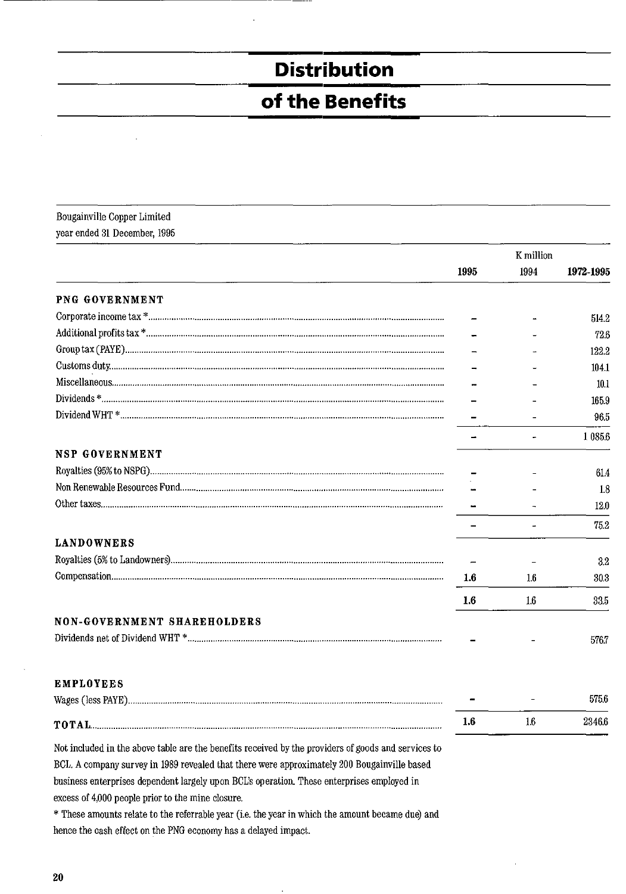# Distribution of the Benefits

Bougainville Copper Limited
year ended 31 December, 1995

| | K million | | |
|---|---|---|---|
| | **1995** | 1994 | **1972-1995** |
| **PNG GOVERNMENT** | | | |
| Corporate income tax * | – | – | 514.2 |
| Additional profits tax * | – | – | 72.6 |
| Group tax (PAYE) | – | – | 122.2 |
| Customs duty | – | – | 104.1 |
| Miscellaneous | – | – | 10.1 |
| Dividends * | – | – | 165.9 |
| Dividend WHT * | – | – | 96.5 |
| | – | – | 1 085.6 |
| **NSP GOVERNMENT** | | | |
| Royalties (95% to NSPG) | – | – | 61.4 |
| Non Renewable Resources Fund | – | – | 1.8 |
| Other taxes | – | – | 12.0 |
| | – | – | 75.2 |
| **LANDOWNERS** | | | |
| Royalties (5% to Landowners) | – | – | 3.2 |
| Compensation | **1.6** | 1.6 | 30.3 |
| | **1.6** | 1.6 | 33.5 |
| **NON-GOVERNMENT SHAREHOLDERS** | | | |
| Dividends net of Dividend WHT * | – | – | 576.7 |
| **EMPLOYEES** | | | |
| Wages (less PAYE) | – | – | 575.6 |
| **TOTAL** | **1.6** | 1.6 | 2346.6 |

Not included in the above table are the benefits received by the providers of goods and services to BCL. A company survey in 1989 revealed that there were approximately 200 Bougainville based business enterprises dependent largely upon BCL's operation. These enterprises employed in excess of 4,000 people prior to the mine closure.

* These amounts relate to the referrable year (i.e. the year in which the amount became due) and hence the cash effect on the PNG economy has a delayed impact.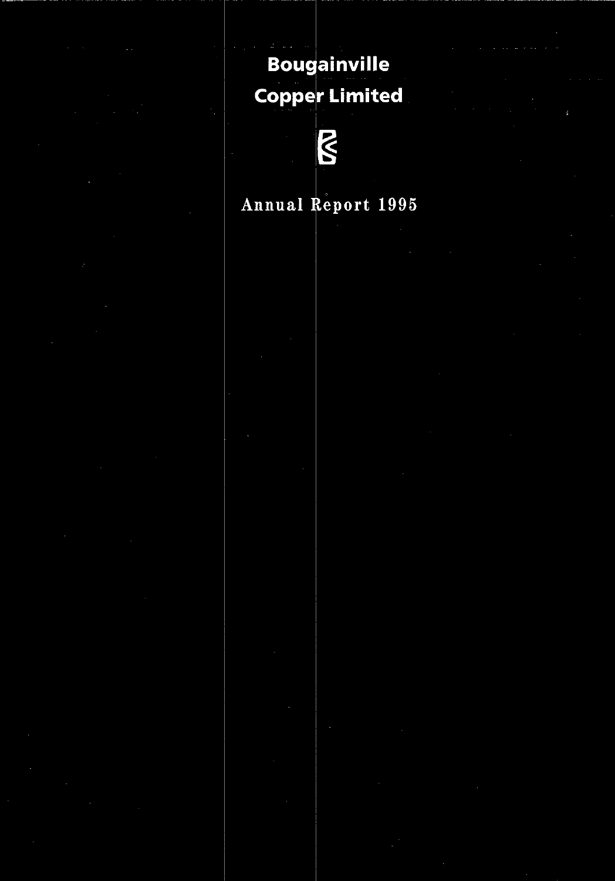# Bougainville Copper Limited

Annual Report 1995